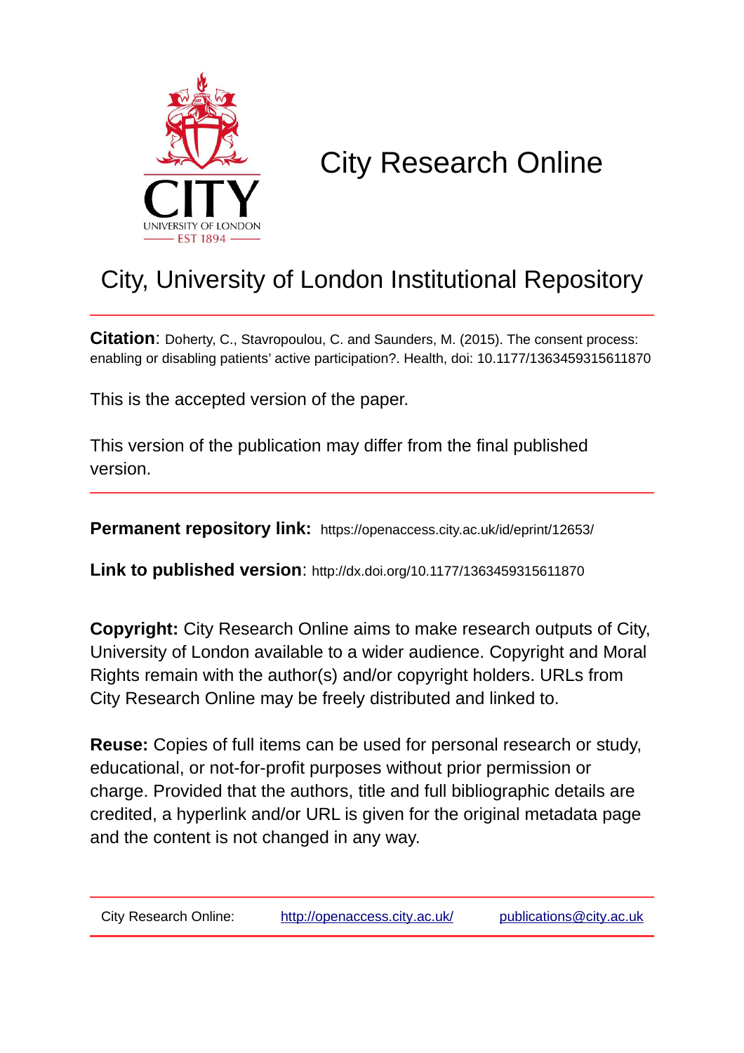# City Research Online

## City, University of London Institutional Repository

**Citation**: Doherty, C., Stavropoulou, C. and Saunders, M. (2015). The consent process: enabling or disabling patients' active participation?. Health, doi: 10.1177/1363459315611870

This is the accepted version of the paper.

This version of the publication may differ from the final published version.

**Permanent repository link:** https://openaccess.city.ac.uk/id/eprint/12653/

**Link to published version**: http://dx.doi.org/10.1177/1363459315611870

**Copyright:** City Research Online aims to make research outputs of City, University of London available to a wider audience. Copyright and Moral Rights remain with the author(s) and/or copyright holders. URLs from City Research Online may be freely distributed and linked to.

**Reuse:** Copies of full items can be used for personal research or study, educational, or not-for-profit purposes without prior permission or charge. Provided that the authors, title and full bibliographic details are credited, a hyperlink and/or URL is given for the original metadata page and the content is not changed in any way.

City Research Online: http://openaccess.city.ac.uk/ publications@city.ac.uk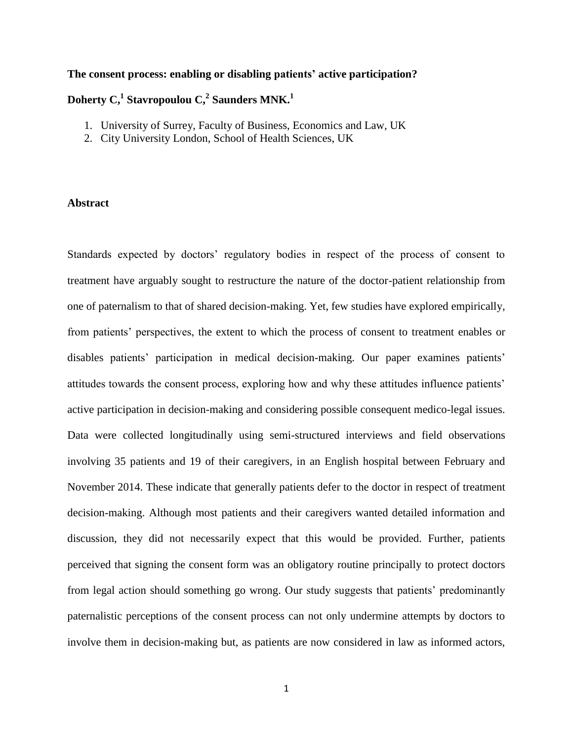**The consent process: enabling or disabling patients' active participation?**

**Doherty C,[1] Stavropoulou C,[2] Saunders MNK.[1]**

1. University of Surrey, Faculty of Business, Economics and Law, UK
2. City University London, School of Health Sciences, UK

**Abstract**

Standards expected by doctors' regulatory bodies in respect of the process of consent to treatment have arguably sought to restructure the nature of the doctor-patient relationship from one of paternalism to that of shared decision-making. Yet, few studies have explored empirically, from patients' perspectives, the extent to which the process of consent to treatment enables or disables patients' participation in medical decision-making. Our paper examines patients' attitudes towards the consent process, exploring how and why these attitudes influence patients' active participation in decision-making and considering possible consequent medico-legal issues. Data were collected longitudinally using semi-structured interviews and field observations involving 35 patients and 19 of their caregivers, in an English hospital between February and November 2014. These indicate that generally patients defer to the doctor in respect of treatment decision-making. Although most patients and their caregivers wanted detailed information and discussion, they did not necessarily expect that this would be provided. Further, patients perceived that signing the consent form was an obligatory routine principally to protect doctors from legal action should something go wrong. Our study suggests that patients' predominantly paternalistic perceptions of the consent process can not only undermine attempts by doctors to involve them in decision-making but, as patients are now considered in law as informed actors,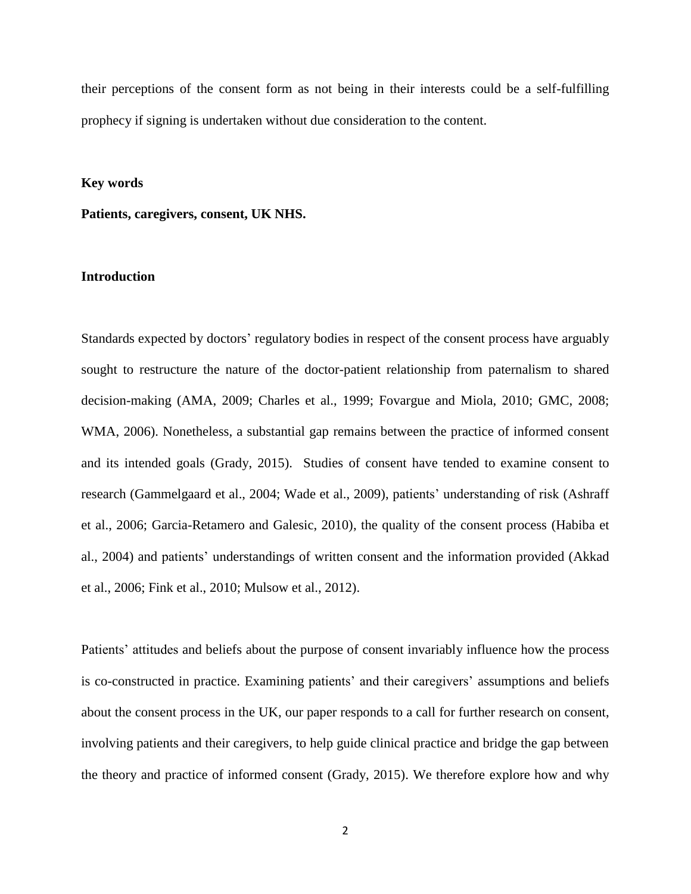their perceptions of the consent form as not being in their interests could be a self-fulfilling prophecy if signing is undertaken without due consideration to the content.

**Key words**

**Patients, caregivers, consent, UK NHS.**

## Introduction

Standards expected by doctors' regulatory bodies in respect of the consent process have arguably sought to restructure the nature of the doctor-patient relationship from paternalism to shared decision-making (AMA, 2009; Charles et al., 1999; Fovargue and Miola, 2010; GMC, 2008; WMA, 2006). Nonetheless, a substantial gap remains between the practice of informed consent and its intended goals (Grady, 2015). Studies of consent have tended to examine consent to research (Gammelgaard et al., 2004; Wade et al., 2009), patients' understanding of risk (Ashraff et al., 2006; Garcia-Retamero and Galesic, 2010), the quality of the consent process (Habiba et al., 2004) and patients' understandings of written consent and the information provided (Akkad et al., 2006; Fink et al., 2010; Mulsow et al., 2012).

Patients' attitudes and beliefs about the purpose of consent invariably influence how the process is co-constructed in practice. Examining patients' and their caregivers' assumptions and beliefs about the consent process in the UK, our paper responds to a call for further research on consent, involving patients and their caregivers, to help guide clinical practice and bridge the gap between the theory and practice of informed consent (Grady, 2015). We therefore explore how and why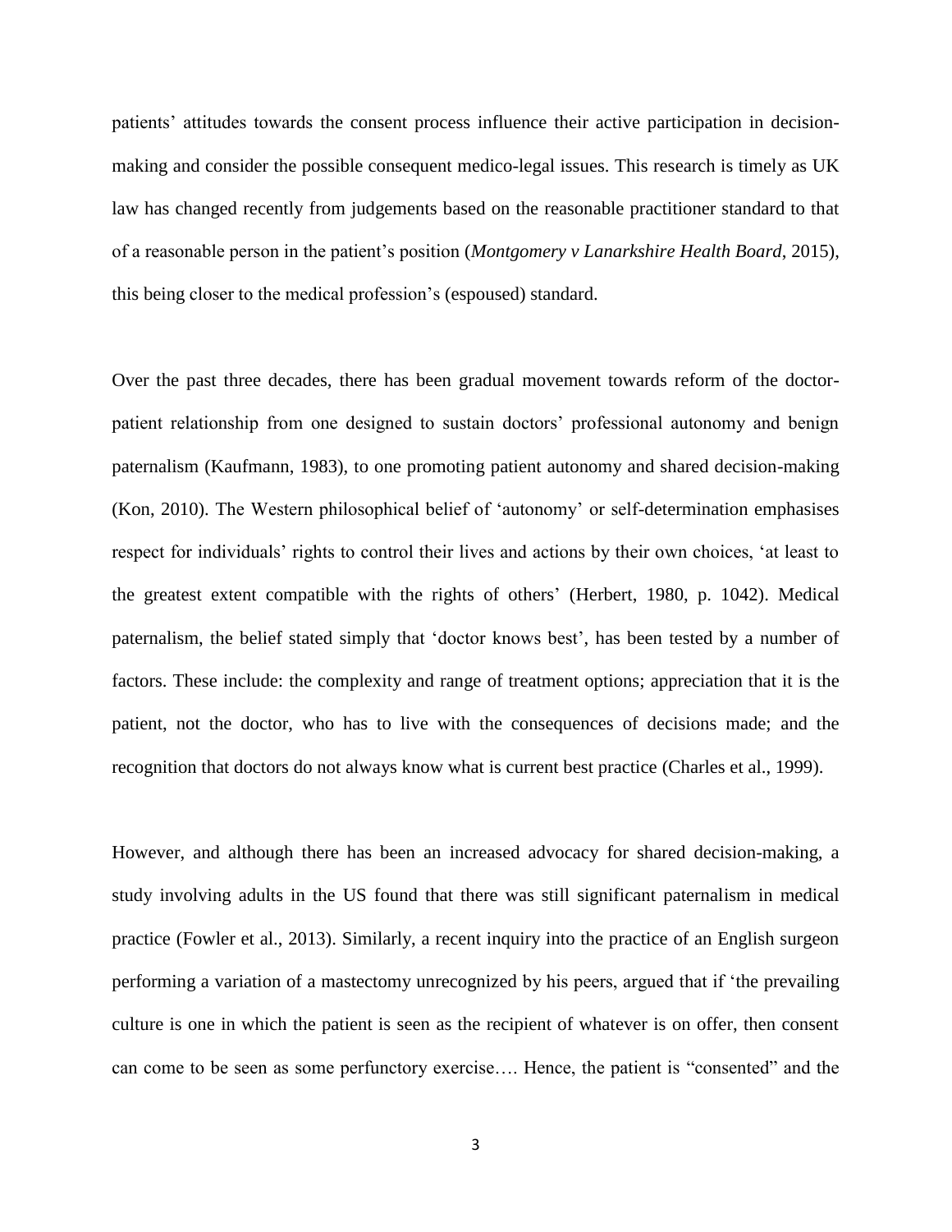patients' attitudes towards the consent process influence their active participation in decision-making and consider the possible consequent medico-legal issues. This research is timely as UK law has changed recently from judgements based on the reasonable practitioner standard to that of a reasonable person in the patient's position (*Montgomery v Lanarkshire Health Board*, 2015), this being closer to the medical profession's (espoused) standard.

Over the past three decades, there has been gradual movement towards reform of the doctor-patient relationship from one designed to sustain doctors' professional autonomy and benign paternalism (Kaufmann, 1983), to one promoting patient autonomy and shared decision-making (Kon, 2010). The Western philosophical belief of 'autonomy' or self-determination emphasises respect for individuals' rights to control their lives and actions by their own choices, 'at least to the greatest extent compatible with the rights of others' (Herbert, 1980, p. 1042). Medical paternalism, the belief stated simply that 'doctor knows best', has been tested by a number of factors. These include: the complexity and range of treatment options; appreciation that it is the patient, not the doctor, who has to live with the consequences of decisions made; and the recognition that doctors do not always know what is current best practice (Charles et al., 1999).

However, and although there has been an increased advocacy for shared decision-making, a study involving adults in the US found that there was still significant paternalism in medical practice (Fowler et al., 2013). Similarly, a recent inquiry into the practice of an English surgeon performing a variation of a mastectomy unrecognized by his peers, argued that if 'the prevailing culture is one in which the patient is seen as the recipient of whatever is on offer, then consent can come to be seen as some perfunctory exercise…. Hence, the patient is "consented" and the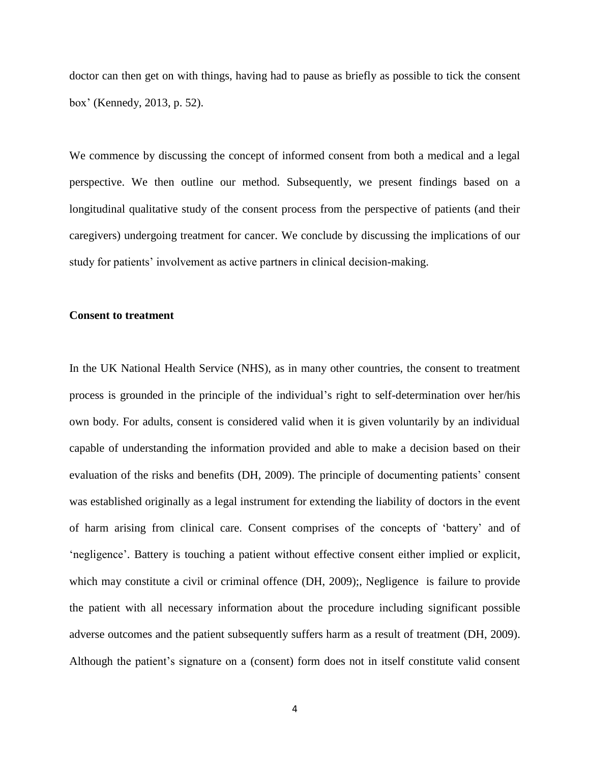doctor can then get on with things, having had to pause as briefly as possible to tick the consent box' (Kennedy, 2013, p. 52).

We commence by discussing the concept of informed consent from both a medical and a legal perspective. We then outline our method. Subsequently, we present findings based on a longitudinal qualitative study of the consent process from the perspective of patients (and their caregivers) undergoing treatment for cancer. We conclude by discussing the implications of our study for patients' involvement as active partners in clinical decision-making.

**Consent to treatment**

In the UK National Health Service (NHS), as in many other countries, the consent to treatment process is grounded in the principle of the individual's right to self-determination over her/his own body. For adults, consent is considered valid when it is given voluntarily by an individual capable of understanding the information provided and able to make a decision based on their evaluation of the risks and benefits (DH, 2009). The principle of documenting patients' consent was established originally as a legal instrument for extending the liability of doctors in the event of harm arising from clinical care. Consent comprises of the concepts of 'battery' and of 'negligence'. Battery is touching a patient without effective consent either implied or explicit, which may constitute a civil or criminal offence (DH, 2009);, Negligence is failure to provide the patient with all necessary information about the procedure including significant possible adverse outcomes and the patient subsequently suffers harm as a result of treatment (DH, 2009). Although the patient's signature on a (consent) form does not in itself constitute valid consent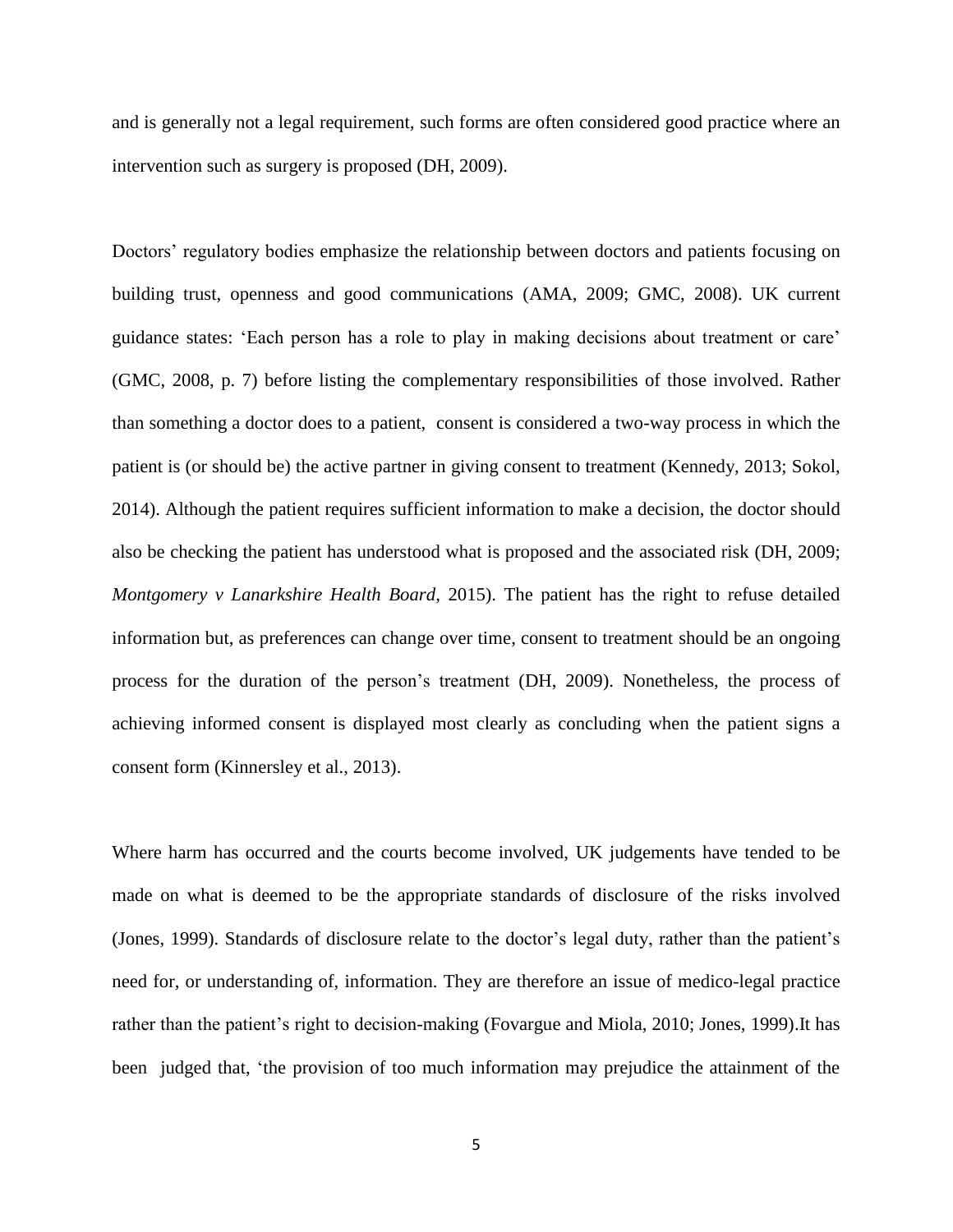and is generally not a legal requirement, such forms are often considered good practice where an intervention such as surgery is proposed (DH, 2009).

Doctors' regulatory bodies emphasize the relationship between doctors and patients focusing on building trust, openness and good communications (AMA, 2009; GMC, 2008). UK current guidance states: 'Each person has a role to play in making decisions about treatment or care' (GMC, 2008, p. 7) before listing the complementary responsibilities of those involved. Rather than something a doctor does to a patient, consent is considered a two-way process in which the patient is (or should be) the active partner in giving consent to treatment (Kennedy, 2013; Sokol, 2014). Although the patient requires sufficient information to make a decision, the doctor should also be checking the patient has understood what is proposed and the associated risk (DH, 2009; *Montgomery v Lanarkshire Health Board*, 2015). The patient has the right to refuse detailed information but, as preferences can change over time, consent to treatment should be an ongoing process for the duration of the person's treatment (DH, 2009). Nonetheless, the process of achieving informed consent is displayed most clearly as concluding when the patient signs a consent form (Kinnersley et al., 2013).

Where harm has occurred and the courts become involved, UK judgements have tended to be made on what is deemed to be the appropriate standards of disclosure of the risks involved (Jones, 1999). Standards of disclosure relate to the doctor's legal duty, rather than the patient's need for, or understanding of, information. They are therefore an issue of medico-legal practice rather than the patient's right to decision-making (Fovargue and Miola, 2010; Jones, 1999).It has been judged that, 'the provision of too much information may prejudice the attainment of the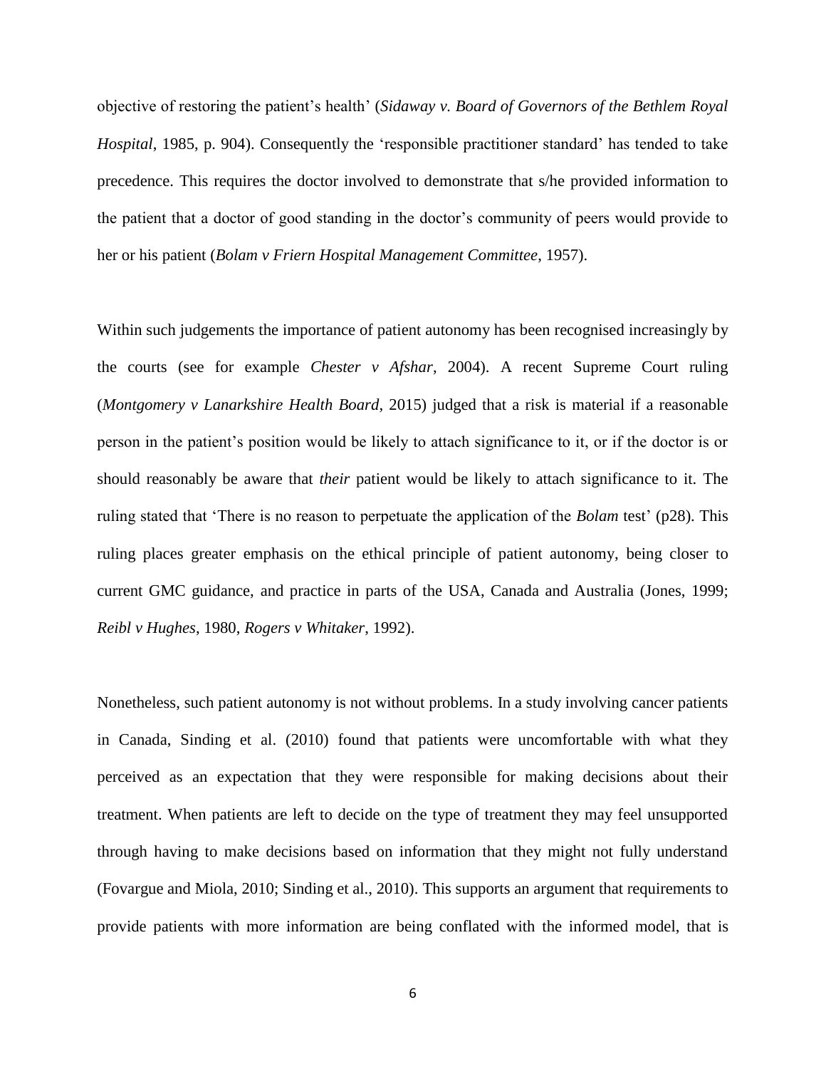objective of restoring the patient's health' (*Sidaway v. Board of Governors of the Bethlem Royal Hospital*, 1985, p. 904). Consequently the 'responsible practitioner standard' has tended to take precedence. This requires the doctor involved to demonstrate that s/he provided information to the patient that a doctor of good standing in the doctor's community of peers would provide to her or his patient (*Bolam v Friern Hospital Management Committee*, 1957).

Within such judgements the importance of patient autonomy has been recognised increasingly by the courts (see for example *Chester v Afshar*, 2004). A recent Supreme Court ruling (*Montgomery v Lanarkshire Health Board*, 2015) judged that a risk is material if a reasonable person in the patient's position would be likely to attach significance to it, or if the doctor is or should reasonably be aware that *their* patient would be likely to attach significance to it. The ruling stated that 'There is no reason to perpetuate the application of the *Bolam* test' (p28). This ruling places greater emphasis on the ethical principle of patient autonomy, being closer to current GMC guidance, and practice in parts of the USA, Canada and Australia (Jones, 1999; *Reibl v Hughes*, 1980, *Rogers v Whitaker*, 1992).

Nonetheless, such patient autonomy is not without problems. In a study involving cancer patients in Canada, Sinding et al. (2010) found that patients were uncomfortable with what they perceived as an expectation that they were responsible for making decisions about their treatment. When patients are left to decide on the type of treatment they may feel unsupported through having to make decisions based on information that they might not fully understand (Fovargue and Miola, 2010; Sinding et al., 2010). This supports an argument that requirements to provide patients with more information are being conflated with the informed model, that is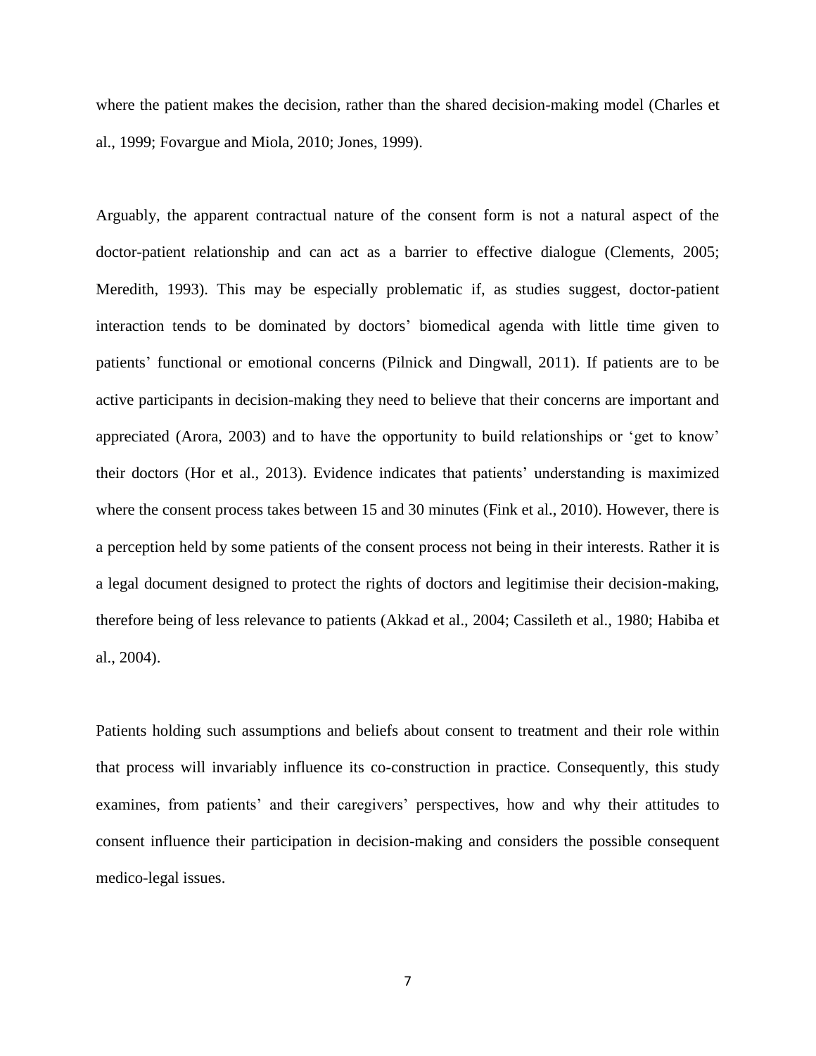where the patient makes the decision, rather than the shared decision-making model (Charles et al., 1999; Fovargue and Miola, 2010; Jones, 1999).

Arguably, the apparent contractual nature of the consent form is not a natural aspect of the doctor-patient relationship and can act as a barrier to effective dialogue (Clements, 2005; Meredith, 1993). This may be especially problematic if, as studies suggest, doctor-patient interaction tends to be dominated by doctors' biomedical agenda with little time given to patients' functional or emotional concerns (Pilnick and Dingwall, 2011). If patients are to be active participants in decision-making they need to believe that their concerns are important and appreciated (Arora, 2003) and to have the opportunity to build relationships or 'get to know' their doctors (Hor et al., 2013). Evidence indicates that patients' understanding is maximized where the consent process takes between 15 and 30 minutes (Fink et al., 2010). However, there is a perception held by some patients of the consent process not being in their interests. Rather it is a legal document designed to protect the rights of doctors and legitimise their decision-making, therefore being of less relevance to patients (Akkad et al., 2004; Cassileth et al., 1980; Habiba et al., 2004).

Patients holding such assumptions and beliefs about consent to treatment and their role within that process will invariably influence its co-construction in practice. Consequently, this study examines, from patients' and their caregivers' perspectives, how and why their attitudes to consent influence their participation in decision-making and considers the possible consequent medico-legal issues.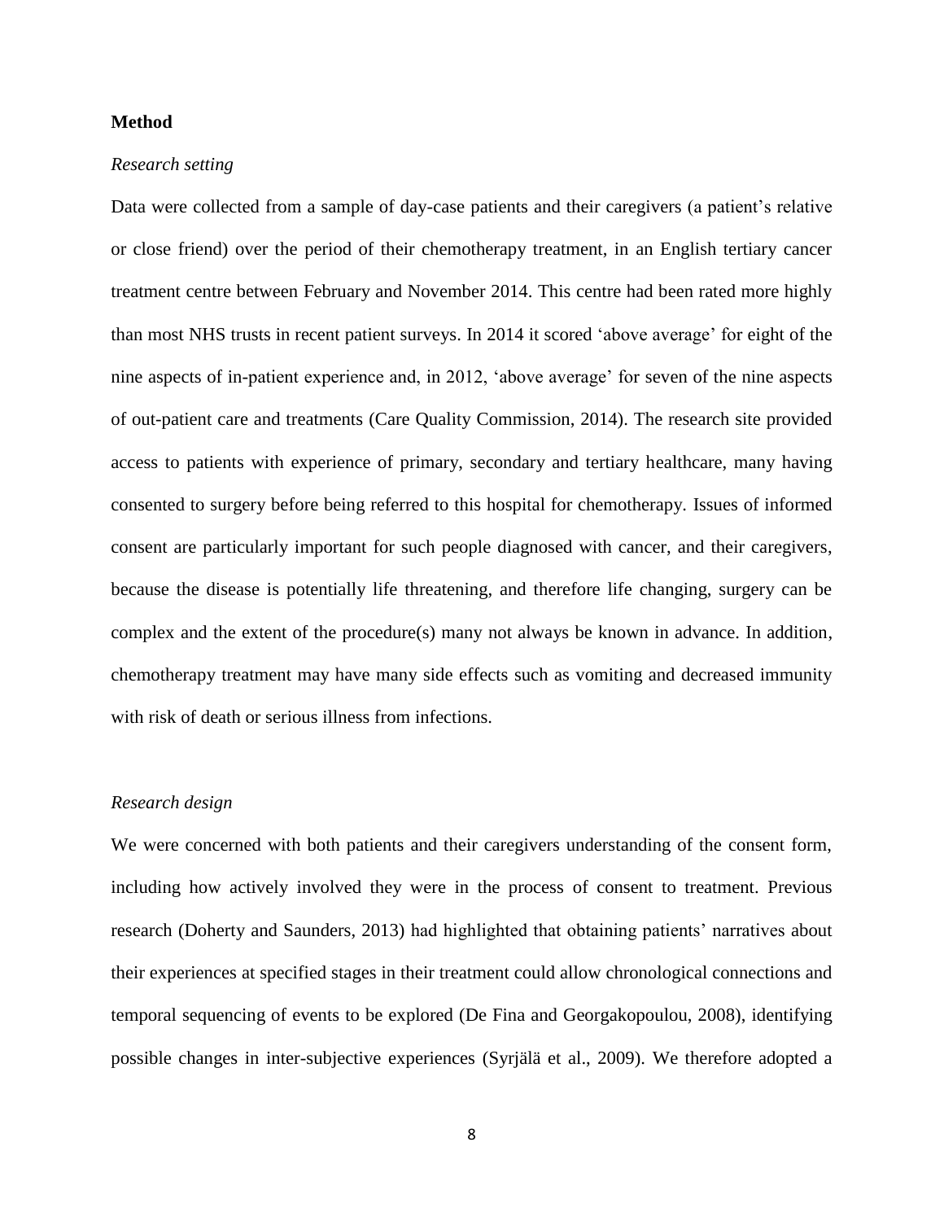## Method

### *Research setting*

Data were collected from a sample of day-case patients and their caregivers (a patient's relative or close friend) over the period of their chemotherapy treatment, in an English tertiary cancer treatment centre between February and November 2014. This centre had been rated more highly than most NHS trusts in recent patient surveys. In 2014 it scored 'above average' for eight of the nine aspects of in-patient experience and, in 2012, 'above average' for seven of the nine aspects of out-patient care and treatments (Care Quality Commission, 2014). The research site provided access to patients with experience of primary, secondary and tertiary healthcare, many having consented to surgery before being referred to this hospital for chemotherapy. Issues of informed consent are particularly important for such people diagnosed with cancer, and their caregivers, because the disease is potentially life threatening, and therefore life changing, surgery can be complex and the extent of the procedure(s) many not always be known in advance. In addition, chemotherapy treatment may have many side effects such as vomiting and decreased immunity with risk of death or serious illness from infections.

### *Research design*

We were concerned with both patients and their caregivers understanding of the consent form, including how actively involved they were in the process of consent to treatment. Previous research (Doherty and Saunders, 2013) had highlighted that obtaining patients' narratives about their experiences at specified stages in their treatment could allow chronological connections and temporal sequencing of events to be explored (De Fina and Georgakopoulou, 2008), identifying possible changes in inter-subjective experiences (Syrjälä et al., 2009). We therefore adopted a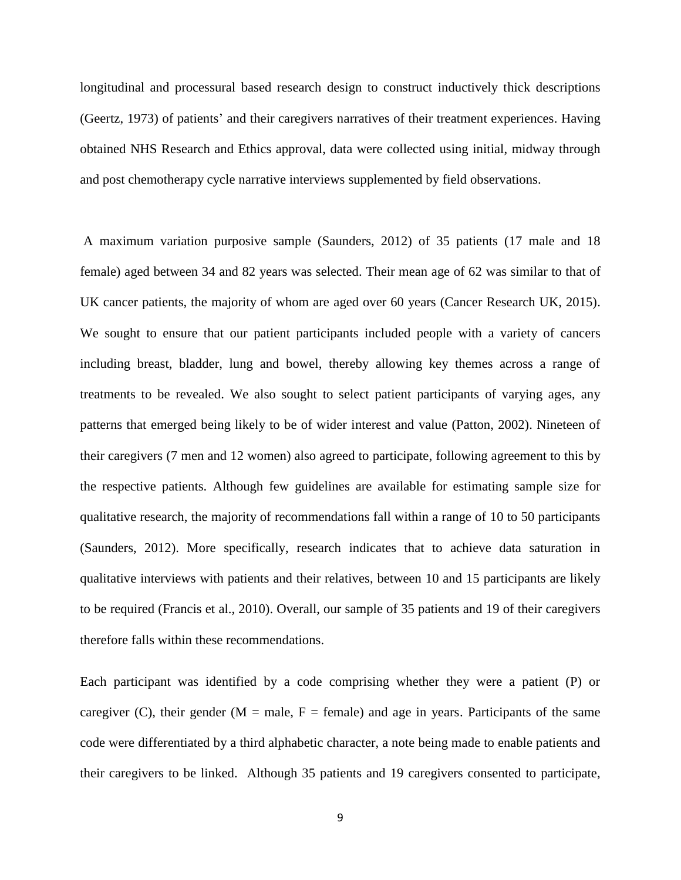longitudinal and processural based research design to construct inductively thick descriptions (Geertz, 1973) of patients' and their caregivers narratives of their treatment experiences. Having obtained NHS Research and Ethics approval, data were collected using initial, midway through and post chemotherapy cycle narrative interviews supplemented by field observations.

A maximum variation purposive sample (Saunders, 2012) of 35 patients (17 male and 18 female) aged between 34 and 82 years was selected. Their mean age of 62 was similar to that of UK cancer patients, the majority of whom are aged over 60 years (Cancer Research UK, 2015). We sought to ensure that our patient participants included people with a variety of cancers including breast, bladder, lung and bowel, thereby allowing key themes across a range of treatments to be revealed. We also sought to select patient participants of varying ages, any patterns that emerged being likely to be of wider interest and value (Patton, 2002). Nineteen of their caregivers (7 men and 12 women) also agreed to participate, following agreement to this by the respective patients. Although few guidelines are available for estimating sample size for qualitative research, the majority of recommendations fall within a range of 10 to 50 participants (Saunders, 2012). More specifically, research indicates that to achieve data saturation in qualitative interviews with patients and their relatives, between 10 and 15 participants are likely to be required (Francis et al., 2010). Overall, our sample of 35 patients and 19 of their caregivers therefore falls within these recommendations.

Each participant was identified by a code comprising whether they were a patient (P) or caregiver (C), their gender (M = male, F = female) and age in years. Participants of the same code were differentiated by a third alphabetic character, a note being made to enable patients and their caregivers to be linked. Although 35 patients and 19 caregivers consented to participate,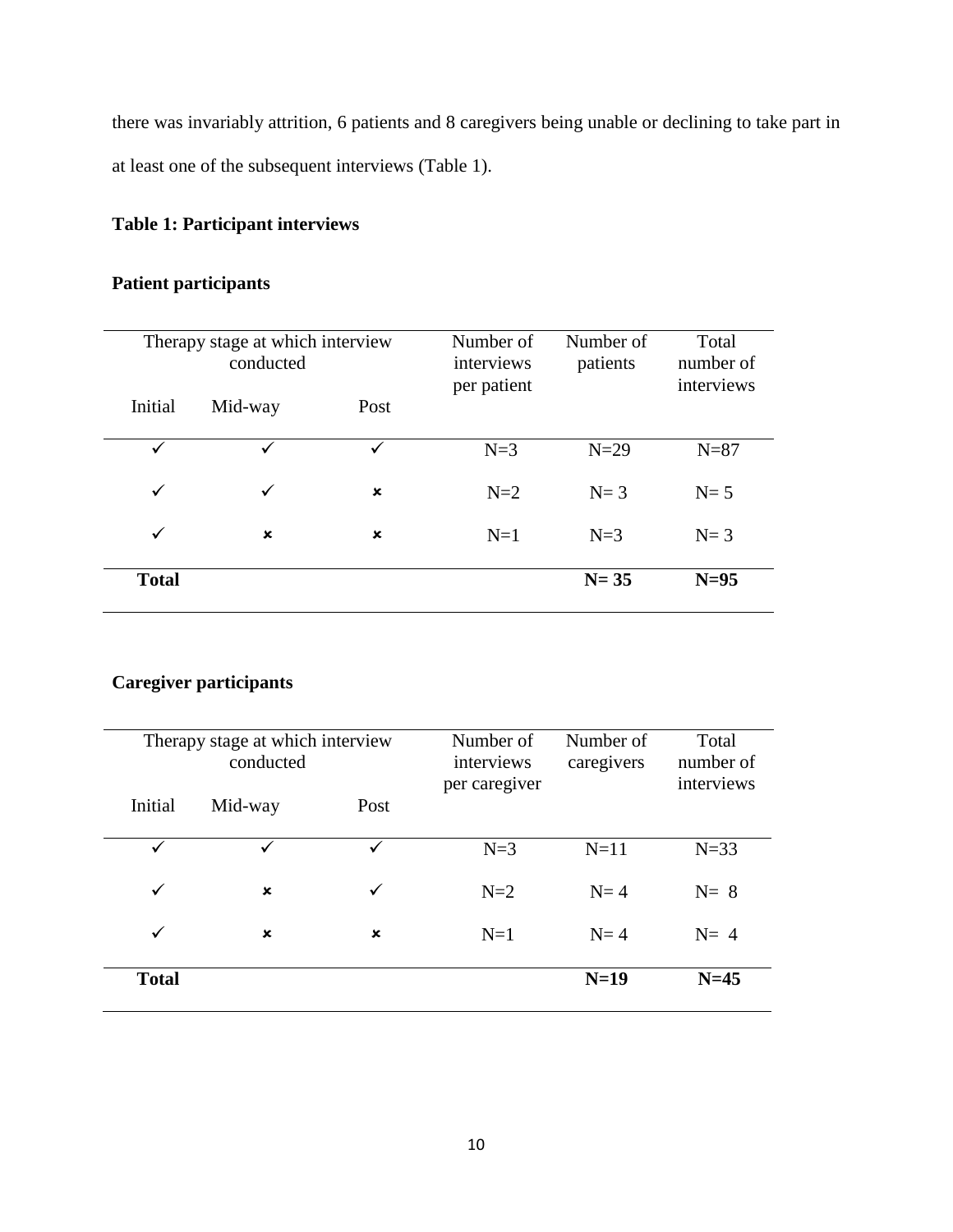there was invariably attrition, 6 patients and 8 caregivers being unable or declining to take part in at least one of the subsequent interviews (Table 1).

**Table 1: Participant interviews**

**Patient participants**

| Therapy stage at which interview conducted | | | Number of interviews per patient | Number of patients | Total number of interviews |
|---|---|---|---|---|---|
| Initial | Mid-way | Post | | | |
| ✓ | ✓ | ✓ | N=3 | N=29 | N=87 |
| ✓ | ✓ | ✗ | N=2 | N= 3 | N= 5 |
| ✓ | ✗ | ✗ | N=1 | N=3 | N= 3 |
| **Total** | | | | **N= 35** | **N=95** |

**Caregiver participants**

| Therapy stage at which interview conducted | | | Number of interviews per caregiver | Number of caregivers | Total number of interviews |
|---|---|---|---|---|---|
| Initial | Mid-way | Post | | | |
| ✓ | ✓ | ✓ | N=3 | N=11 | N=33 |
| ✓ | ✗ | ✓ | N=2 | N= 4 | N= 8 |
| ✓ | ✗ | ✗ | N=1 | N= 4 | N= 4 |
| **Total** | | | | **N=19** | **N=45** |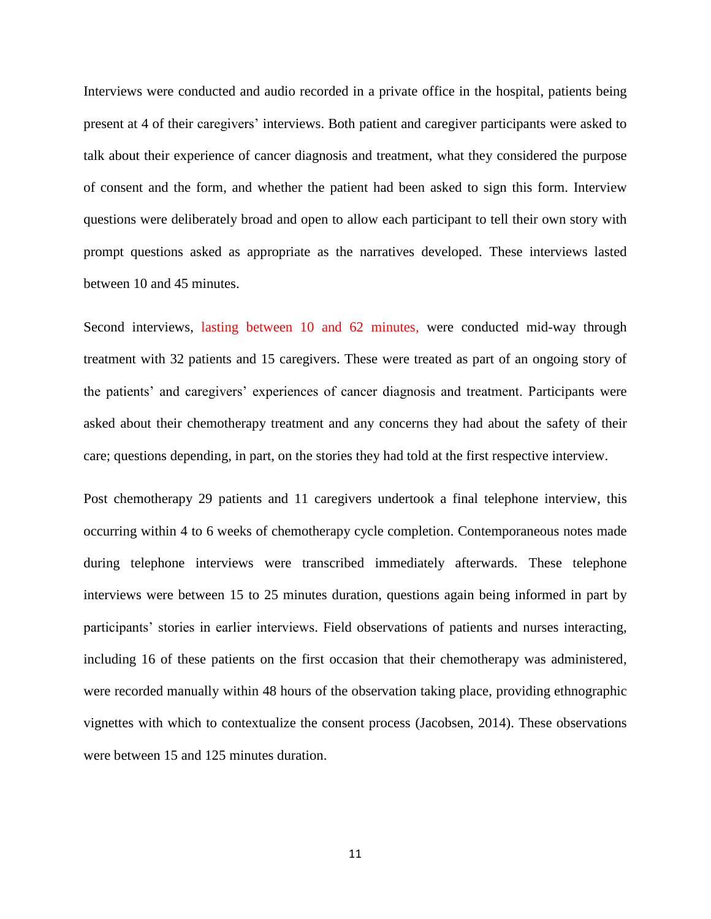Interviews were conducted and audio recorded in a private office in the hospital, patients being present at 4 of their caregivers' interviews. Both patient and caregiver participants were asked to talk about their experience of cancer diagnosis and treatment, what they considered the purpose of consent and the form, and whether the patient had been asked to sign this form. Interview questions were deliberately broad and open to allow each participant to tell their own story with prompt questions asked as appropriate as the narratives developed. These interviews lasted between 10 and 45 minutes.

Second interviews, lasting between 10 and 62 minutes, were conducted mid-way through treatment with 32 patients and 15 caregivers. These were treated as part of an ongoing story of the patients' and caregivers' experiences of cancer diagnosis and treatment. Participants were asked about their chemotherapy treatment and any concerns they had about the safety of their care; questions depending, in part, on the stories they had told at the first respective interview.

Post chemotherapy 29 patients and 11 caregivers undertook a final telephone interview, this occurring within 4 to 6 weeks of chemotherapy cycle completion. Contemporaneous notes made during telephone interviews were transcribed immediately afterwards. These telephone interviews were between 15 to 25 minutes duration, questions again being informed in part by participants' stories in earlier interviews. Field observations of patients and nurses interacting, including 16 of these patients on the first occasion that their chemotherapy was administered, were recorded manually within 48 hours of the observation taking place, providing ethnographic vignettes with which to contextualize the consent process (Jacobsen, 2014). These observations were between 15 and 125 minutes duration.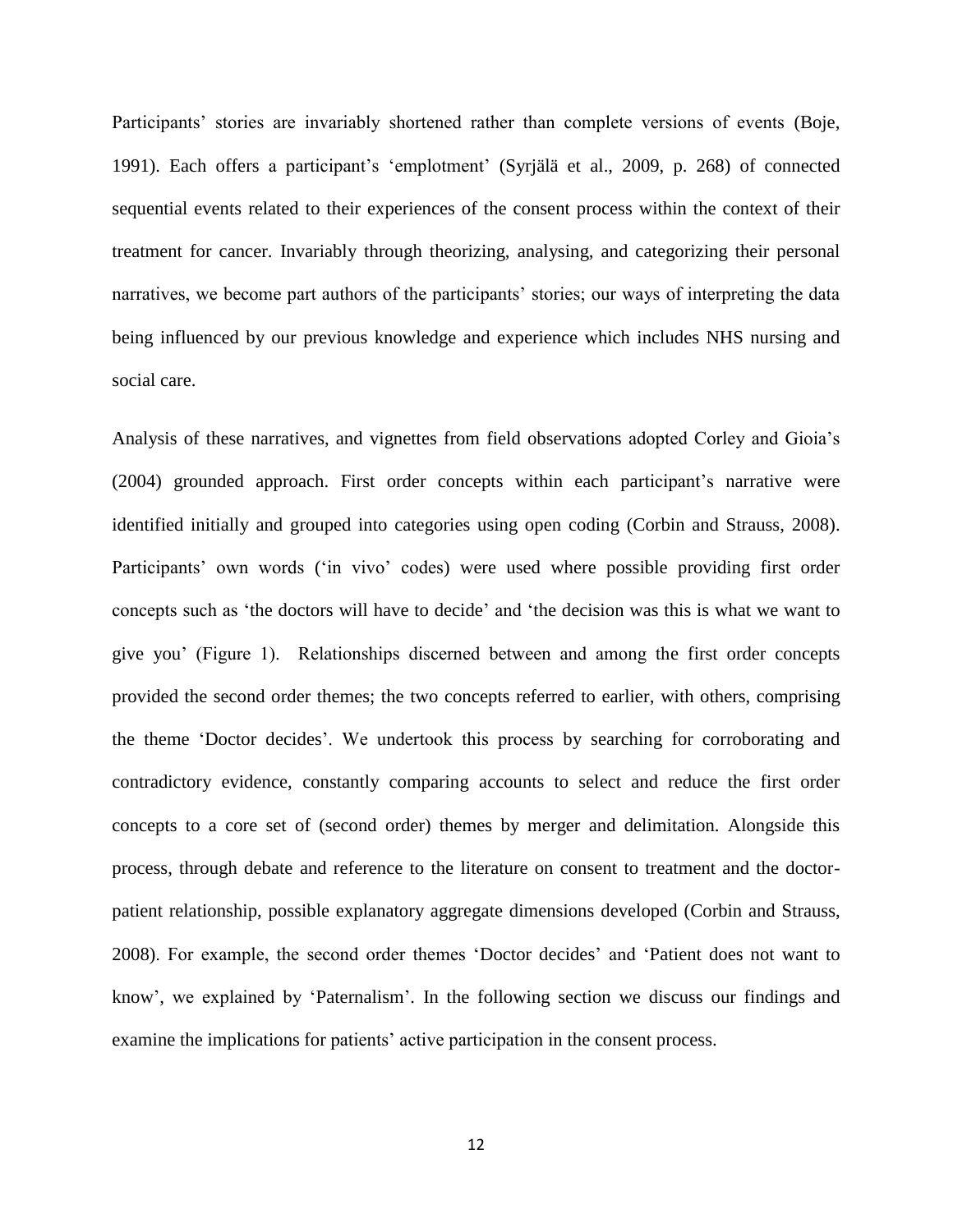Participants' stories are invariably shortened rather than complete versions of events (Boje, 1991). Each offers a participant's 'emplotment' (Syrjälä et al., 2009, p. 268) of connected sequential events related to their experiences of the consent process within the context of their treatment for cancer. Invariably through theorizing, analysing, and categorizing their personal narratives, we become part authors of the participants' stories; our ways of interpreting the data being influenced by our previous knowledge and experience which includes NHS nursing and social care.

Analysis of these narratives, and vignettes from field observations adopted Corley and Gioia's (2004) grounded approach. First order concepts within each participant's narrative were identified initially and grouped into categories using open coding (Corbin and Strauss, 2008). Participants' own words ('in vivo' codes) were used where possible providing first order concepts such as 'the doctors will have to decide' and 'the decision was this is what we want to give you' (Figure 1). Relationships discerned between and among the first order concepts provided the second order themes; the two concepts referred to earlier, with others, comprising the theme 'Doctor decides'. We undertook this process by searching for corroborating and contradictory evidence, constantly comparing accounts to select and reduce the first order concepts to a core set of (second order) themes by merger and delimitation. Alongside this process, through debate and reference to the literature on consent to treatment and the doctor-patient relationship, possible explanatory aggregate dimensions developed (Corbin and Strauss, 2008). For example, the second order themes 'Doctor decides' and 'Patient does not want to know', we explained by 'Paternalism'. In the following section we discuss our findings and examine the implications for patients' active participation in the consent process.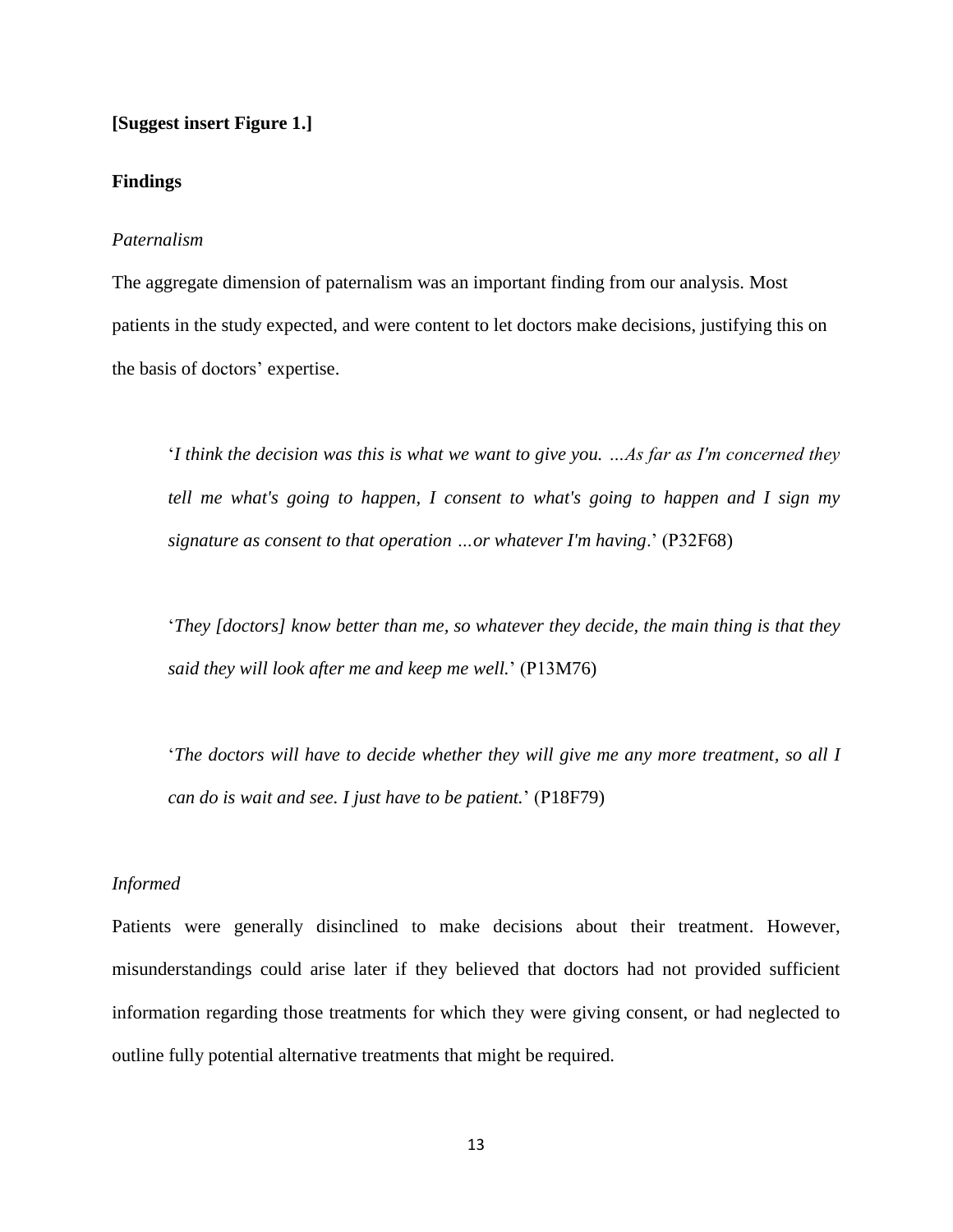**[Suggest insert Figure 1.]**

**Findings**

*Paternalism*

The aggregate dimension of paternalism was an important finding from our analysis. Most patients in the study expected, and were content to let doctors make decisions, justifying this on the basis of doctors' expertise.

> '*I think the decision was this is what we want to give you. …As far as I'm concerned they tell me what's going to happen, I consent to what's going to happen and I sign my signature as consent to that operation …or whatever I'm having*.' (P32F68)

> '*They [doctors] know better than me, so whatever they decide, the main thing is that they said they will look after me and keep me well.*' (P13M76)

> '*The doctors will have to decide whether they will give me any more treatment, so all I can do is wait and see. I just have to be patient.*' (P18F79)

*Informed*

Patients were generally disinclined to make decisions about their treatment. However, misunderstandings could arise later if they believed that doctors had not provided sufficient information regarding those treatments for which they were giving consent, or had neglected to outline fully potential alternative treatments that might be required.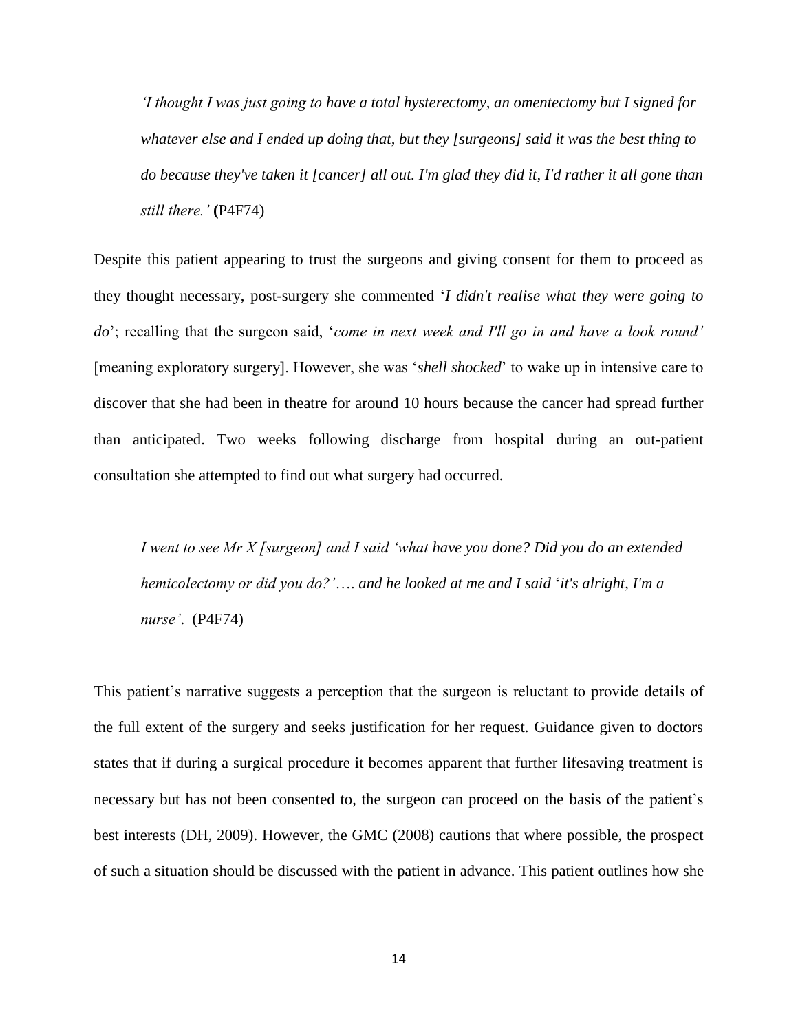> *'I thought I was just going to have a total hysterectomy, an omentectomy but I signed for whatever else and I ended up doing that, but they [surgeons] said it was the best thing to do because they've taken it [cancer] all out. I'm glad they did it, I'd rather it all gone than still there.'* **(**P4F74)

Despite this patient appearing to trust the surgeons and giving consent for them to proceed as they thought necessary, post-surgery she commented '*I didn't realise what they were going to do*'; recalling that the surgeon said, '*come in next week and I'll go in and have a look round'* [meaning exploratory surgery]. However, she was '*shell shocked*' to wake up in intensive care to discover that she had been in theatre for around 10 hours because the cancer had spread further than anticipated. Two weeks following discharge from hospital during an out-patient consultation she attempted to find out what surgery had occurred.

> *I went to see Mr X [surgeon] and I said 'what have you done? Did you do an extended hemicolectomy or did you do?'…. and he looked at me and I said 'it's alright, I'm a nurse'.* (P4F74)

This patient's narrative suggests a perception that the surgeon is reluctant to provide details of the full extent of the surgery and seeks justification for her request. Guidance given to doctors states that if during a surgical procedure it becomes apparent that further lifesaving treatment is necessary but has not been consented to, the surgeon can proceed on the basis of the patient's best interests (DH, 2009). However, the GMC (2008) cautions that where possible, the prospect of such a situation should be discussed with the patient in advance. This patient outlines how she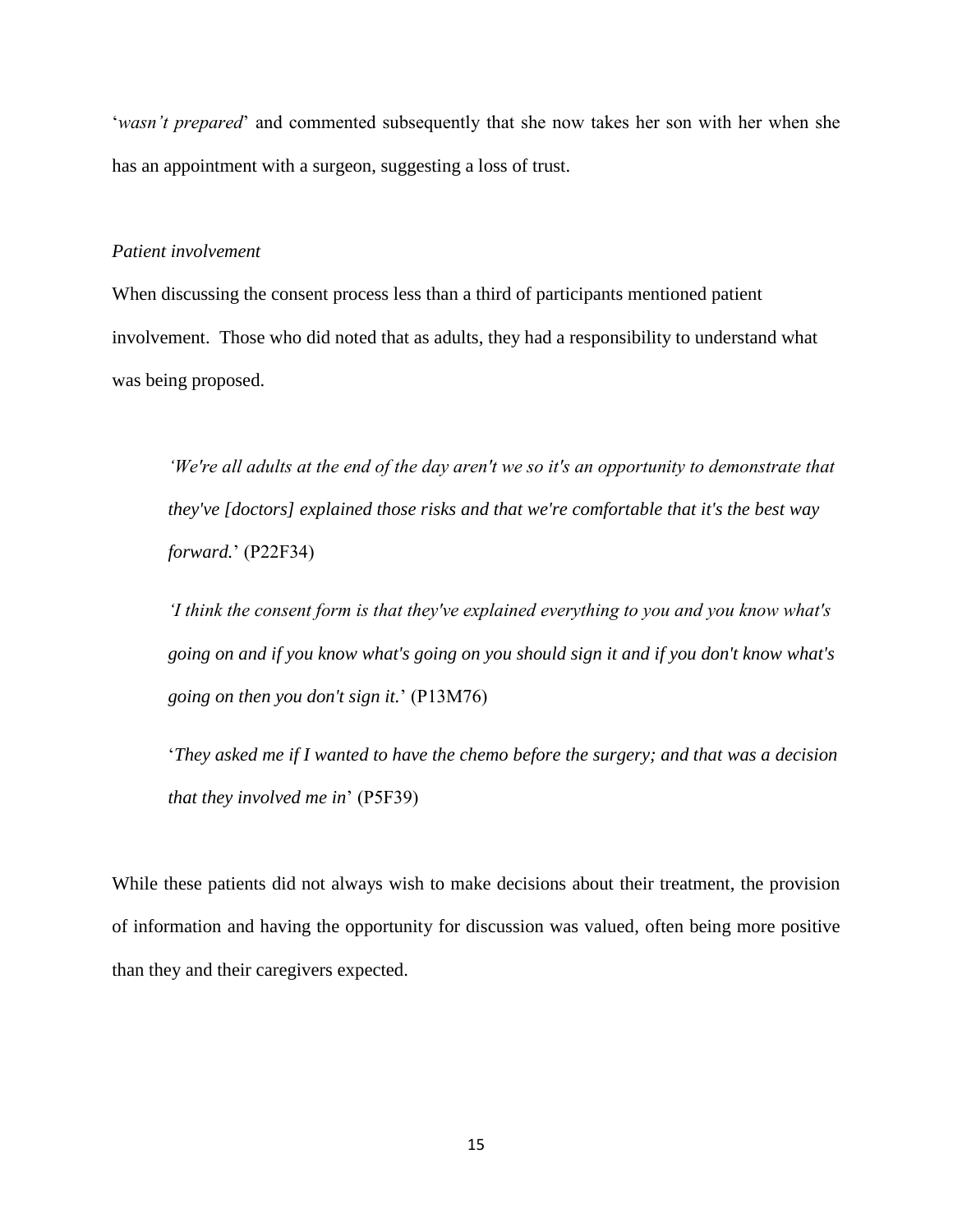'*wasn't prepared*' and commented subsequently that she now takes her son with her when she has an appointment with a surgeon, suggesting a loss of trust.

*Patient involvement*

When discussing the consent process less than a third of participants mentioned patient involvement. Those who did noted that as adults, they had a responsibility to understand what was being proposed.

> '*We're all adults at the end of the day aren't we so it's an opportunity to demonstrate that they've [doctors] explained those risks and that we're comfortable that it's the best way forward.*' (P22F34)
>
> '*I think the consent form is that they've explained everything to you and you know what's going on and if you know what's going on you should sign it and if you don't know what's going on then you don't sign it.*' (P13M76)
>
> '*They asked me if I wanted to have the chemo before the surgery; and that was a decision that they involved me in*' (P5F39)

While these patients did not always wish to make decisions about their treatment, the provision of information and having the opportunity for discussion was valued, often being more positive than they and their caregivers expected.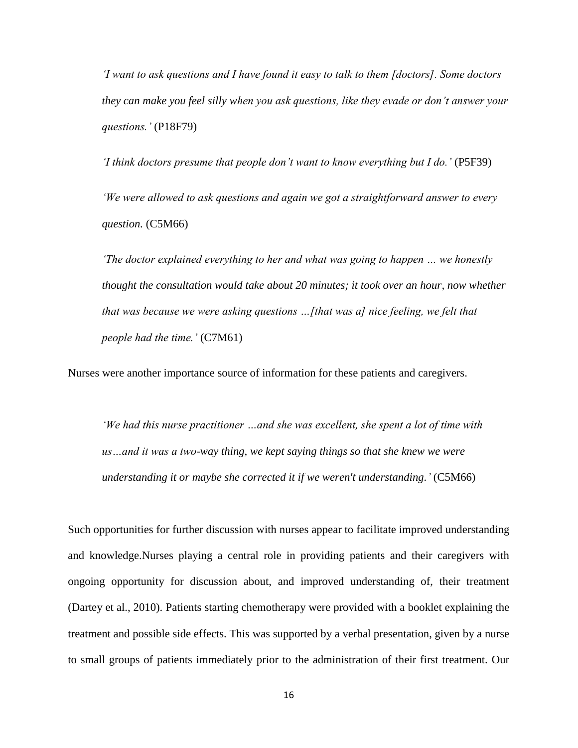*'I want to ask questions and I have found it easy to talk to them [doctors]. Some doctors they can make you feel silly when you ask questions, like they evade or don't answer your questions.'* (P18F79)

*'I think doctors presume that people don't want to know everything but I do.'* (P5F39)

*'We were allowed to ask questions and again we got a straightforward answer to every question.* (C5M66)

*'The doctor explained everything to her and what was going to happen … we honestly thought the consultation would take about 20 minutes; it took over an hour, now whether that was because we were asking questions …[that was a] nice feeling, we felt that people had the time.'* (C7M61)

Nurses were another importance source of information for these patients and caregivers.

*'We had this nurse practitioner …and she was excellent, she spent a lot of time with us…and it was a two-way thing, we kept saying things so that she knew we were understanding it or maybe she corrected it if we weren't understanding.'* (C5M66)

Such opportunities for further discussion with nurses appear to facilitate improved understanding and knowledge.Nurses playing a central role in providing patients and their caregivers with ongoing opportunity for discussion about, and improved understanding of, their treatment (Dartey et al., 2010). Patients starting chemotherapy were provided with a booklet explaining the treatment and possible side effects. This was supported by a verbal presentation, given by a nurse to small groups of patients immediately prior to the administration of their first treatment. Our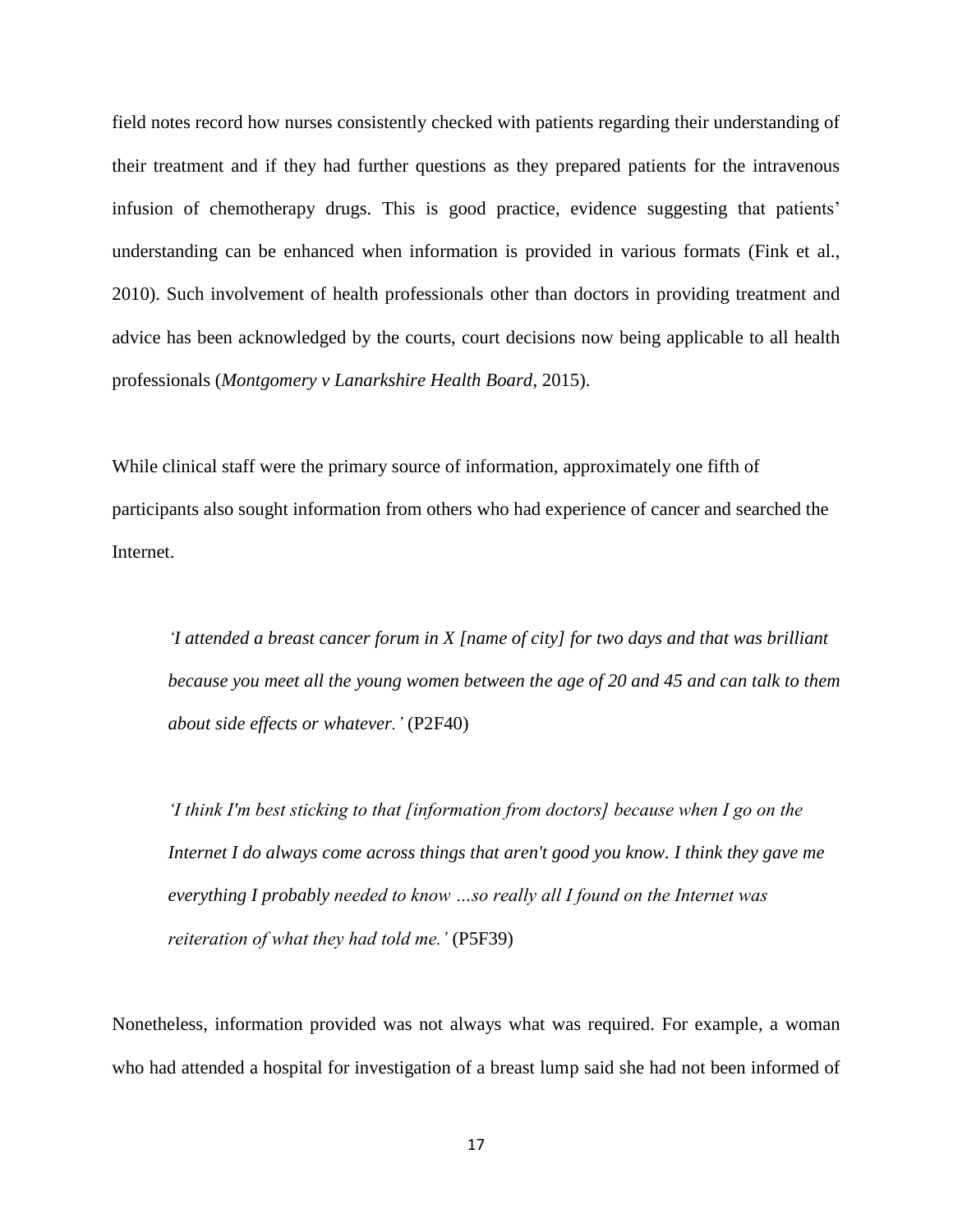field notes record how nurses consistently checked with patients regarding their understanding of their treatment and if they had further questions as they prepared patients for the intravenous infusion of chemotherapy drugs. This is good practice, evidence suggesting that patients' understanding can be enhanced when information is provided in various formats (Fink et al., 2010). Such involvement of health professionals other than doctors in providing treatment and advice has been acknowledged by the courts, court decisions now being applicable to all health professionals (*Montgomery v Lanarkshire Health Board*, 2015).

While clinical staff were the primary source of information, approximately one fifth of participants also sought information from others who had experience of cancer and searched the Internet.

> *'I attended a breast cancer forum in X [name of city] for two days and that was brilliant because you meet all the young women between the age of 20 and 45 and can talk to them about side effects or whatever.'* (P2F40)

> *'I think I'm best sticking to that [information from doctors] because when I go on the Internet I do always come across things that aren't good you know. I think they gave me everything I probably needed to know …so really all I found on the Internet was reiteration of what they had told me.'* (P5F39)

Nonetheless, information provided was not always what was required. For example, a woman who had attended a hospital for investigation of a breast lump said she had not been informed of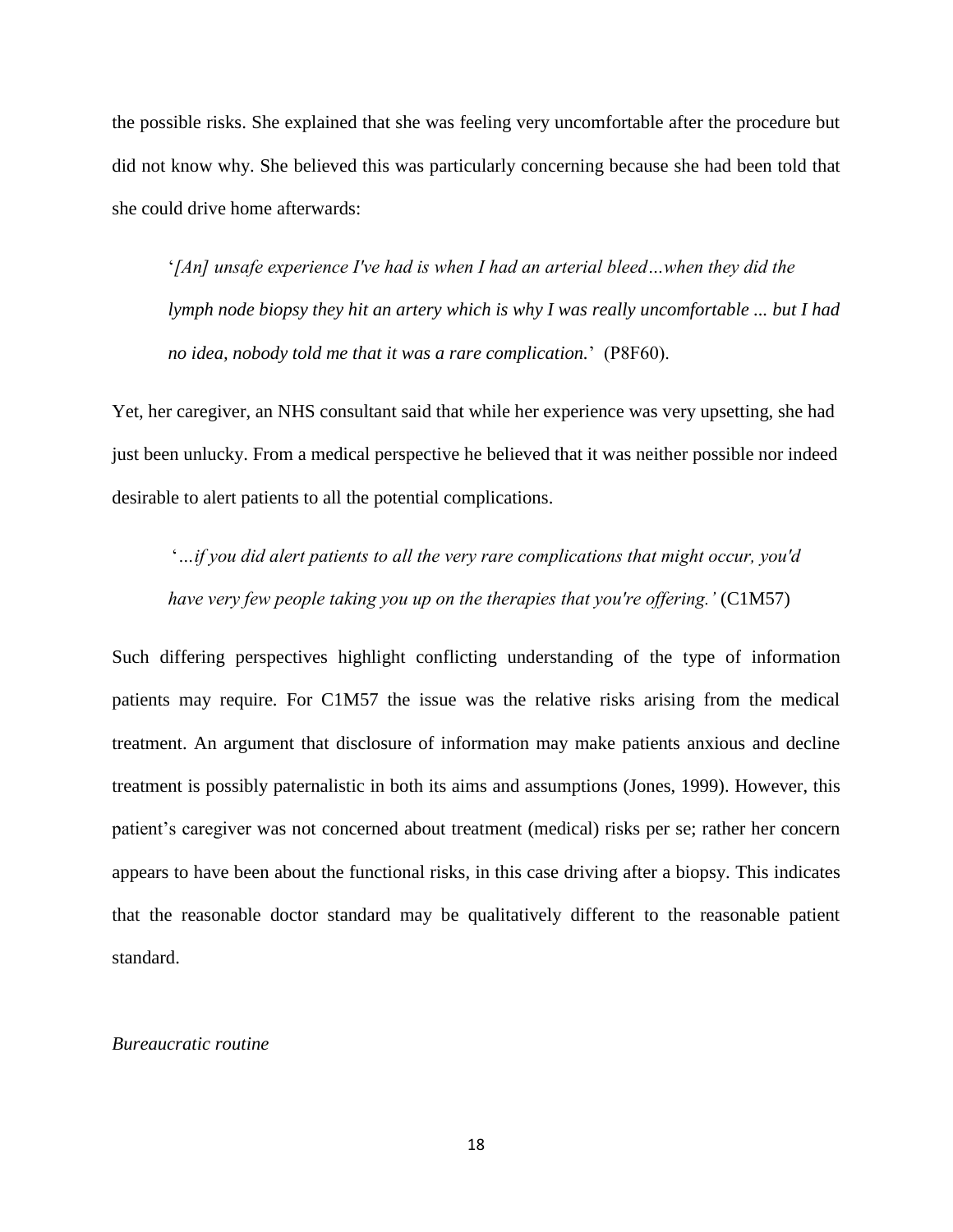the possible risks. She explained that she was feeling very uncomfortable after the procedure but did not know why. She believed this was particularly concerning because she had been told that she could drive home afterwards:

> '*[An] unsafe experience I've had is when I had an arterial bleed…when they did the lymph node biopsy they hit an artery which is why I was really uncomfortable ... but I had no idea, nobody told me that it was a rare complication.*' (P8F60).

Yet, her caregiver, an NHS consultant said that while her experience was very upsetting, she had just been unlucky. From a medical perspective he believed that it was neither possible nor indeed desirable to alert patients to all the potential complications.

> '*…if you did alert patients to all the very rare complications that might occur, you'd have very few people taking you up on the therapies that you're offering.'* (C1M57)

Such differing perspectives highlight conflicting understanding of the type of information patients may require. For C1M57 the issue was the relative risks arising from the medical treatment. An argument that disclosure of information may make patients anxious and decline treatment is possibly paternalistic in both its aims and assumptions (Jones, 1999). However, this patient's caregiver was not concerned about treatment (medical) risks per se; rather her concern appears to have been about the functional risks, in this case driving after a biopsy. This indicates that the reasonable doctor standard may be qualitatively different to the reasonable patient standard.

*Bureaucratic routine*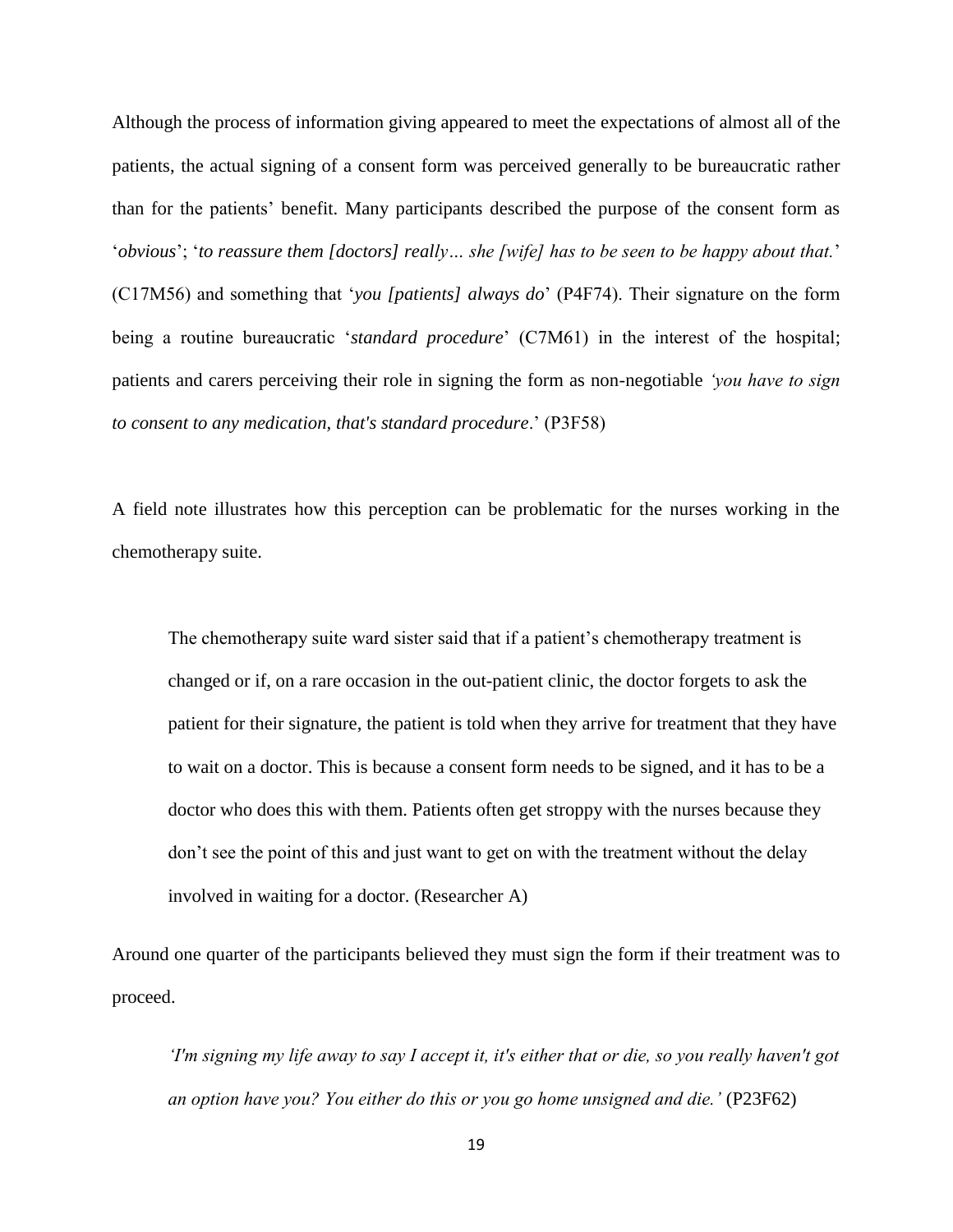Although the process of information giving appeared to meet the expectations of almost all of the patients, the actual signing of a consent form was perceived generally to be bureaucratic rather than for the patients' benefit. Many participants described the purpose of the consent form as '*obvious*'; '*to reassure them [doctors] really… she [wife] has to be seen to be happy about that.*' (C17M56) and something that '*you [patients] always do*' (P4F74). Their signature on the form being a routine bureaucratic '*standard procedure*' (C7M61) in the interest of the hospital; patients and carers perceiving their role in signing the form as non-negotiable *'you have to sign to consent to any medication, that's standard procedure*.' (P3F58)

A field note illustrates how this perception can be problematic for the nurses working in the chemotherapy suite.

> The chemotherapy suite ward sister said that if a patient's chemotherapy treatment is changed or if, on a rare occasion in the out-patient clinic, the doctor forgets to ask the patient for their signature, the patient is told when they arrive for treatment that they have to wait on a doctor. This is because a consent form needs to be signed, and it has to be a doctor who does this with them. Patients often get stroppy with the nurses because they don't see the point of this and just want to get on with the treatment without the delay involved in waiting for a doctor. (Researcher A)

Around one quarter of the participants believed they must sign the form if their treatment was to proceed.

> *'I'm signing my life away to say I accept it, it's either that or die, so you really haven't got an option have you? You either do this or you go home unsigned and die.'* (P23F62)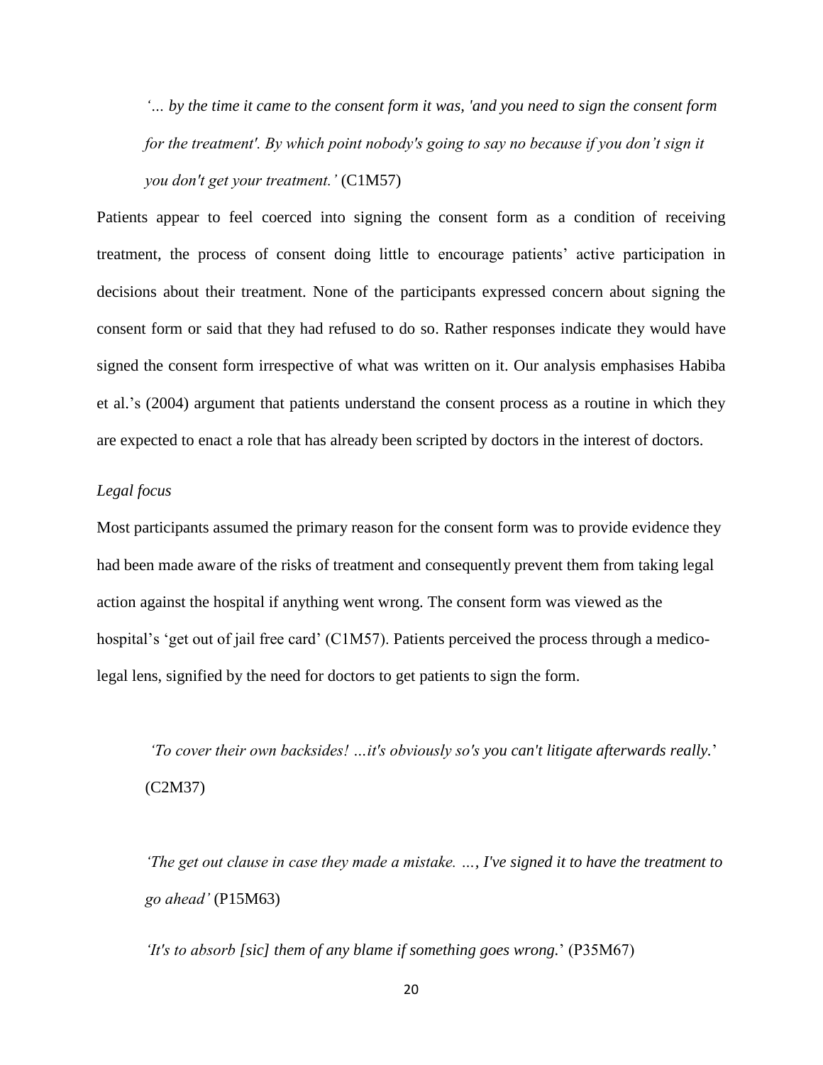*'… by the time it came to the consent form it was, 'and you need to sign the consent form for the treatment'. By which point nobody's going to say no because if you don't sign it you don't get your treatment.'* (C1M57)

Patients appear to feel coerced into signing the consent form as a condition of receiving treatment, the process of consent doing little to encourage patients' active participation in decisions about their treatment. None of the participants expressed concern about signing the consent form or said that they had refused to do so. Rather responses indicate they would have signed the consent form irrespective of what was written on it. Our analysis emphasises Habiba et al.'s (2004) argument that patients understand the consent process as a routine in which they are expected to enact a role that has already been scripted by doctors in the interest of doctors.

*Legal focus*

Most participants assumed the primary reason for the consent form was to provide evidence they had been made aware of the risks of treatment and consequently prevent them from taking legal action against the hospital if anything went wrong. The consent form was viewed as the hospital's 'get out of jail free card' (C1M57). Patients perceived the process through a medico-legal lens, signified by the need for doctors to get patients to sign the form.

*'To cover their own backsides! …it's obviously so's you can't litigate afterwards really.'* (C2M37)

*'The get out clause in case they made a mistake. …, I've signed it to have the treatment to go ahead'* (P15M63)

*'It's to absorb [sic] them of any blame if something goes wrong.'* (P35M67)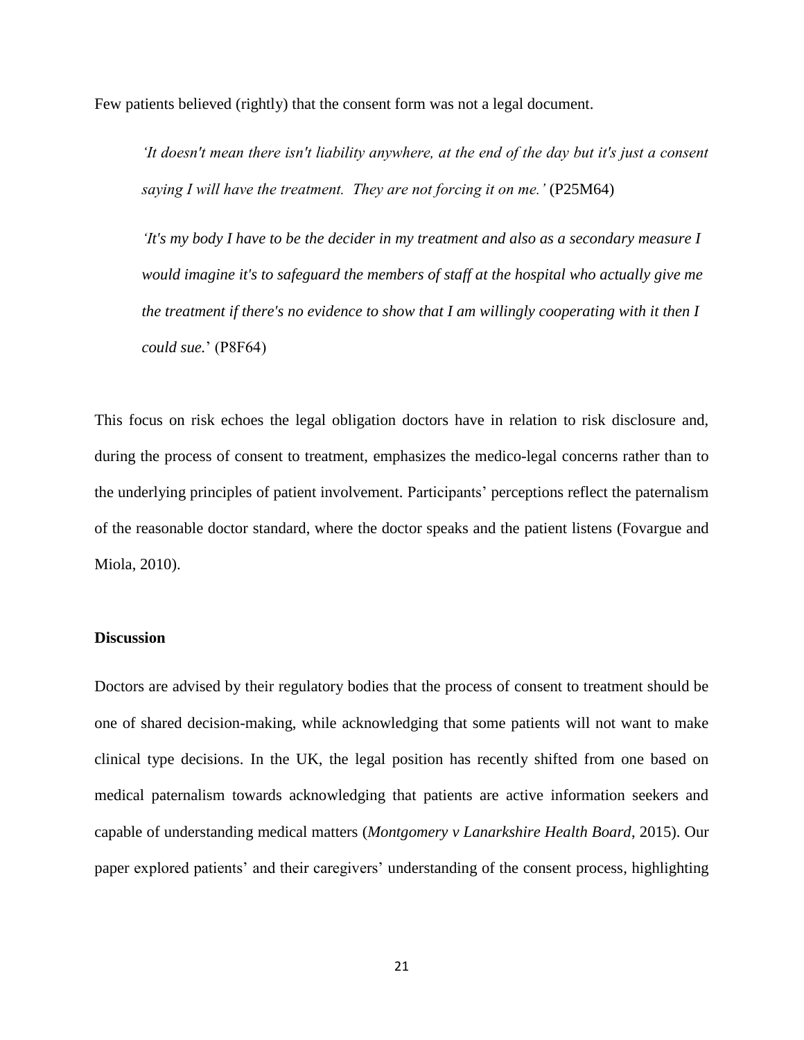Few patients believed (rightly) that the consent form was not a legal document.

> *'It doesn't mean there isn't liability anywhere, at the end of the day but it's just a consent saying I will have the treatment. They are not forcing it on me.'* (P25M64)
>
> *'It's my body I have to be the decider in my treatment and also as a secondary measure I would imagine it's to safeguard the members of staff at the hospital who actually give me the treatment if there's no evidence to show that I am willingly cooperating with it then I could sue.*' (P8F64)

This focus on risk echoes the legal obligation doctors have in relation to risk disclosure and, during the process of consent to treatment, emphasizes the medico-legal concerns rather than to the underlying principles of patient involvement. Participants' perceptions reflect the paternalism of the reasonable doctor standard, where the doctor speaks and the patient listens (Fovargue and Miola, 2010).

**Discussion**

Doctors are advised by their regulatory bodies that the process of consent to treatment should be one of shared decision-making, while acknowledging that some patients will not want to make clinical type decisions. In the UK, the legal position has recently shifted from one based on medical paternalism towards acknowledging that patients are active information seekers and capable of understanding medical matters (*Montgomery v Lanarkshire Health Board*, 2015). Our paper explored patients' and their caregivers' understanding of the consent process, highlighting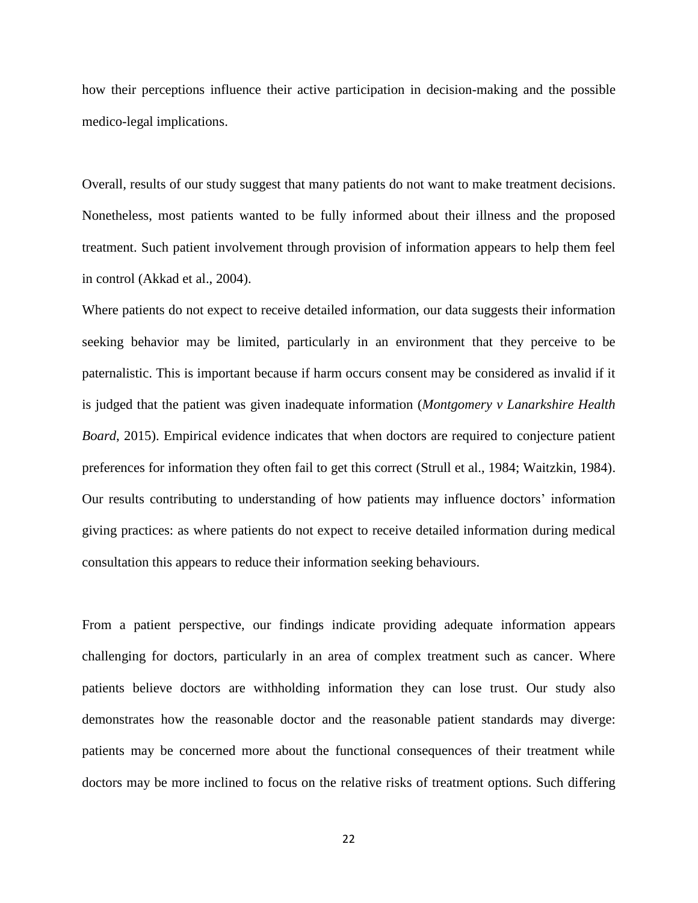how their perceptions influence their active participation in decision-making and the possible medico-legal implications.

Overall, results of our study suggest that many patients do not want to make treatment decisions. Nonetheless, most patients wanted to be fully informed about their illness and the proposed treatment. Such patient involvement through provision of information appears to help them feel in control (Akkad et al., 2004).

Where patients do not expect to receive detailed information, our data suggests their information seeking behavior may be limited, particularly in an environment that they perceive to be paternalistic. This is important because if harm occurs consent may be considered as invalid if it is judged that the patient was given inadequate information (*Montgomery v Lanarkshire Health Board*, 2015). Empirical evidence indicates that when doctors are required to conjecture patient preferences for information they often fail to get this correct (Strull et al., 1984; Waitzkin, 1984). Our results contributing to understanding of how patients may influence doctors' information giving practices: as where patients do not expect to receive detailed information during medical consultation this appears to reduce their information seeking behaviours.

From a patient perspective, our findings indicate providing adequate information appears challenging for doctors, particularly in an area of complex treatment such as cancer. Where patients believe doctors are withholding information they can lose trust. Our study also demonstrates how the reasonable doctor and the reasonable patient standards may diverge: patients may be concerned more about the functional consequences of their treatment while doctors may be more inclined to focus on the relative risks of treatment options. Such differing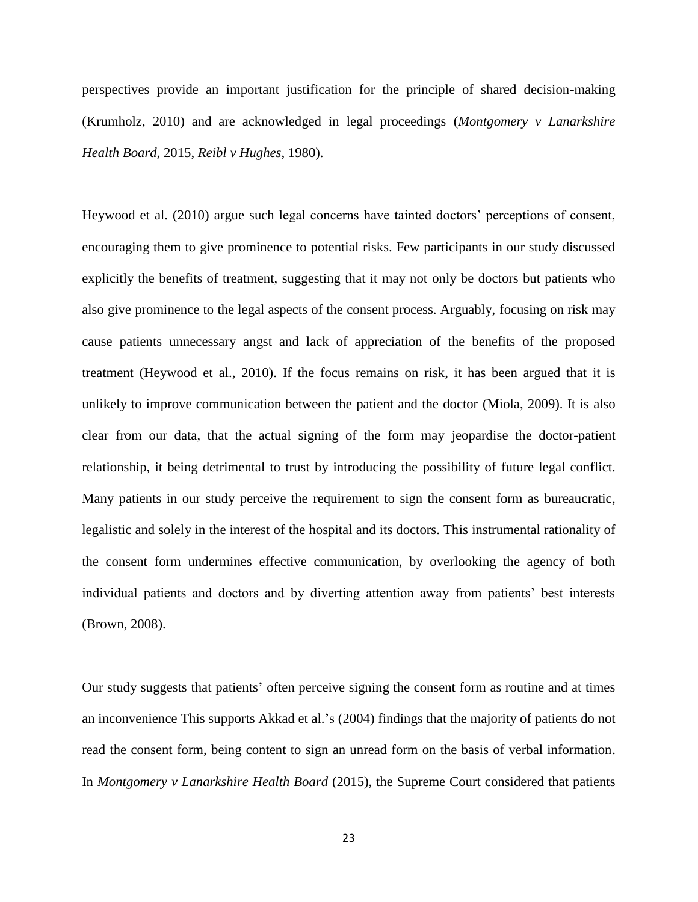perspectives provide an important justification for the principle of shared decision-making (Krumholz, 2010) and are acknowledged in legal proceedings (*Montgomery v Lanarkshire Health Board*, 2015, *Reibl v Hughes*, 1980).

Heywood et al. (2010) argue such legal concerns have tainted doctors' perceptions of consent, encouraging them to give prominence to potential risks. Few participants in our study discussed explicitly the benefits of treatment, suggesting that it may not only be doctors but patients who also give prominence to the legal aspects of the consent process. Arguably, focusing on risk may cause patients unnecessary angst and lack of appreciation of the benefits of the proposed treatment (Heywood et al., 2010). If the focus remains on risk, it has been argued that it is unlikely to improve communication between the patient and the doctor (Miola, 2009). It is also clear from our data, that the actual signing of the form may jeopardise the doctor-patient relationship, it being detrimental to trust by introducing the possibility of future legal conflict. Many patients in our study perceive the requirement to sign the consent form as bureaucratic, legalistic and solely in the interest of the hospital and its doctors. This instrumental rationality of the consent form undermines effective communication, by overlooking the agency of both individual patients and doctors and by diverting attention away from patients' best interests (Brown, 2008).

Our study suggests that patients' often perceive signing the consent form as routine and at times an inconvenience This supports Akkad et al.'s (2004) findings that the majority of patients do not read the consent form, being content to sign an unread form on the basis of verbal information. In *Montgomery v Lanarkshire Health Board* (2015), the Supreme Court considered that patients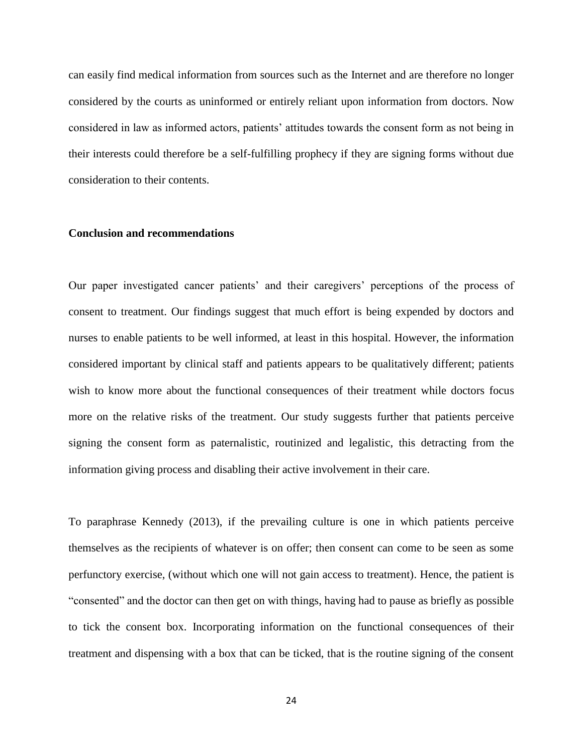can easily find medical information from sources such as the Internet and are therefore no longer considered by the courts as uninformed or entirely reliant upon information from doctors. Now considered in law as informed actors, patients' attitudes towards the consent form as not being in their interests could therefore be a self-fulfilling prophecy if they are signing forms without due consideration to their contents.

**Conclusion and recommendations**

Our paper investigated cancer patients' and their caregivers' perceptions of the process of consent to treatment. Our findings suggest that much effort is being expended by doctors and nurses to enable patients to be well informed, at least in this hospital. However, the information considered important by clinical staff and patients appears to be qualitatively different; patients wish to know more about the functional consequences of their treatment while doctors focus more on the relative risks of the treatment. Our study suggests further that patients perceive signing the consent form as paternalistic, routinized and legalistic, this detracting from the information giving process and disabling their active involvement in their care.

To paraphrase Kennedy (2013), if the prevailing culture is one in which patients perceive themselves as the recipients of whatever is on offer; then consent can come to be seen as some perfunctory exercise, (without which one will not gain access to treatment). Hence, the patient is "consented" and the doctor can then get on with things, having had to pause as briefly as possible to tick the consent box. Incorporating information on the functional consequences of their treatment and dispensing with a box that can be ticked, that is the routine signing of the consent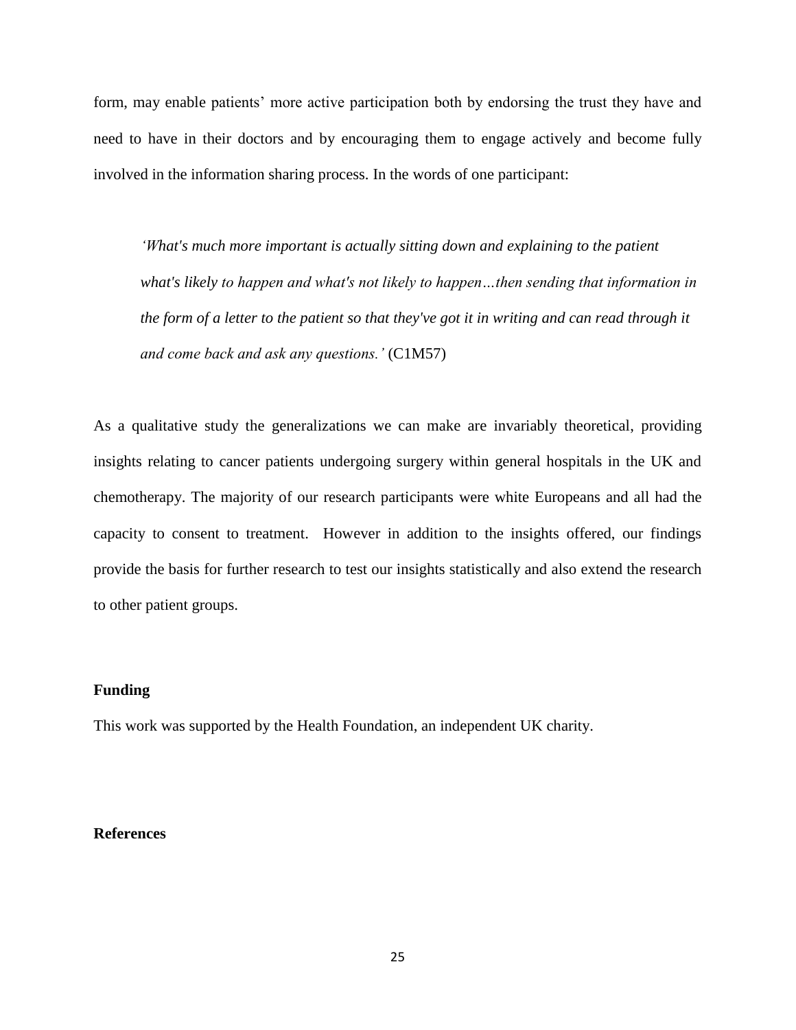form, may enable patients' more active participation both by endorsing the trust they have and need to have in their doctors and by encouraging them to engage actively and become fully involved in the information sharing process. In the words of one participant:

> *'What's much more important is actually sitting down and explaining to the patient what's likely to happen and what's not likely to happen…then sending that information in the form of a letter to the patient so that they've got it in writing and can read through it and come back and ask any questions.'* (C1M57)

As a qualitative study the generalizations we can make are invariably theoretical, providing insights relating to cancer patients undergoing surgery within general hospitals in the UK and chemotherapy. The majority of our research participants were white Europeans and all had the capacity to consent to treatment. However in addition to the insights offered, our findings provide the basis for further research to test our insights statistically and also extend the research to other patient groups.

## Funding

This work was supported by the Health Foundation, an independent UK charity.

## References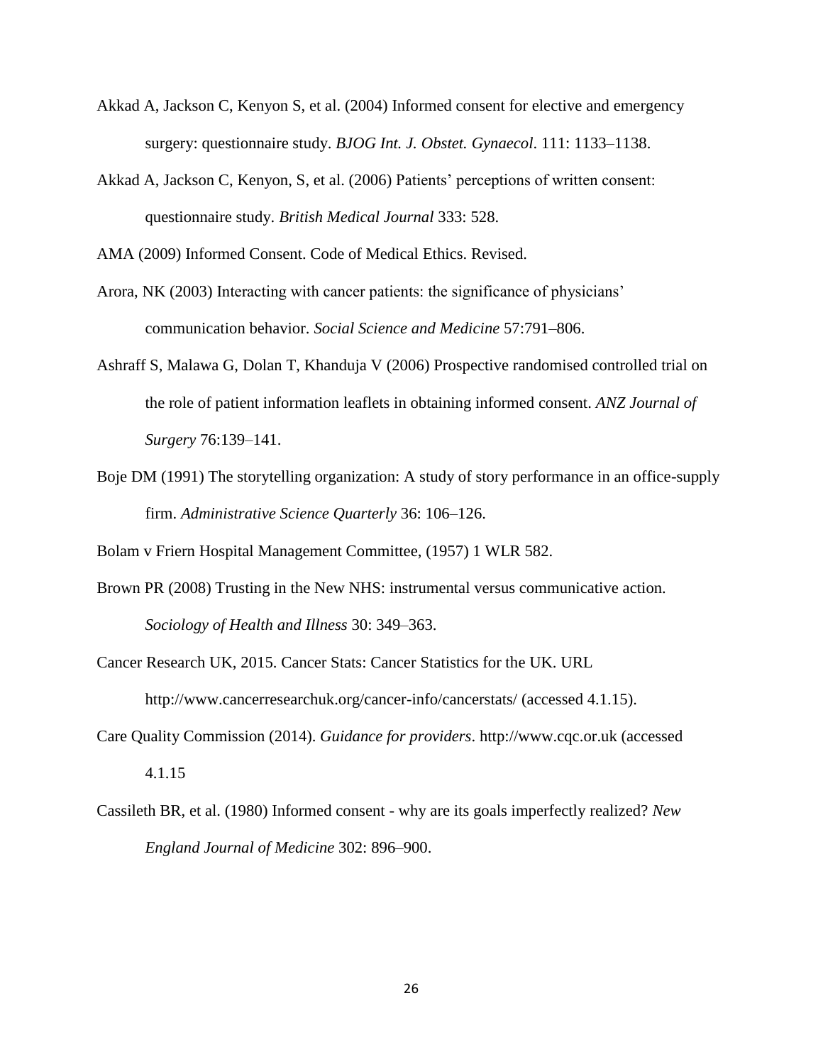Akkad A, Jackson C, Kenyon S, et al. (2004) Informed consent for elective and emergency surgery: questionnaire study. *BJOG Int. J. Obstet. Gynaecol*. 111: 1133–1138.

Akkad A, Jackson C, Kenyon, S, et al. (2006) Patients' perceptions of written consent: questionnaire study. *British Medical Journal* 333: 528.

AMA (2009) Informed Consent. Code of Medical Ethics. Revised.

Arora, NK (2003) Interacting with cancer patients: the significance of physicians' communication behavior. *Social Science and Medicine* 57:791–806.

Ashraff S, Malawa G, Dolan T, Khanduja V (2006) Prospective randomised controlled trial on the role of patient information leaflets in obtaining informed consent. *ANZ Journal of Surgery* 76:139–141.

Boje DM (1991) The storytelling organization: A study of story performance in an office-supply firm. *Administrative Science Quarterly* 36: 106–126.

Bolam v Friern Hospital Management Committee, (1957) 1 WLR 582.

Brown PR (2008) Trusting in the New NHS: instrumental versus communicative action. *Sociology of Health and Illness* 30: 349–363.

Cancer Research UK, 2015. Cancer Stats: Cancer Statistics for the UK. URL http://www.cancerresearchuk.org/cancer-info/cancerstats/ (accessed 4.1.15).

Care Quality Commission (2014). *Guidance for providers*. http://www.cqc.or.uk (accessed 4.1.15

Cassileth BR, et al. (1980) Informed consent - why are its goals imperfectly realized? *New England Journal of Medicine* 302: 896–900.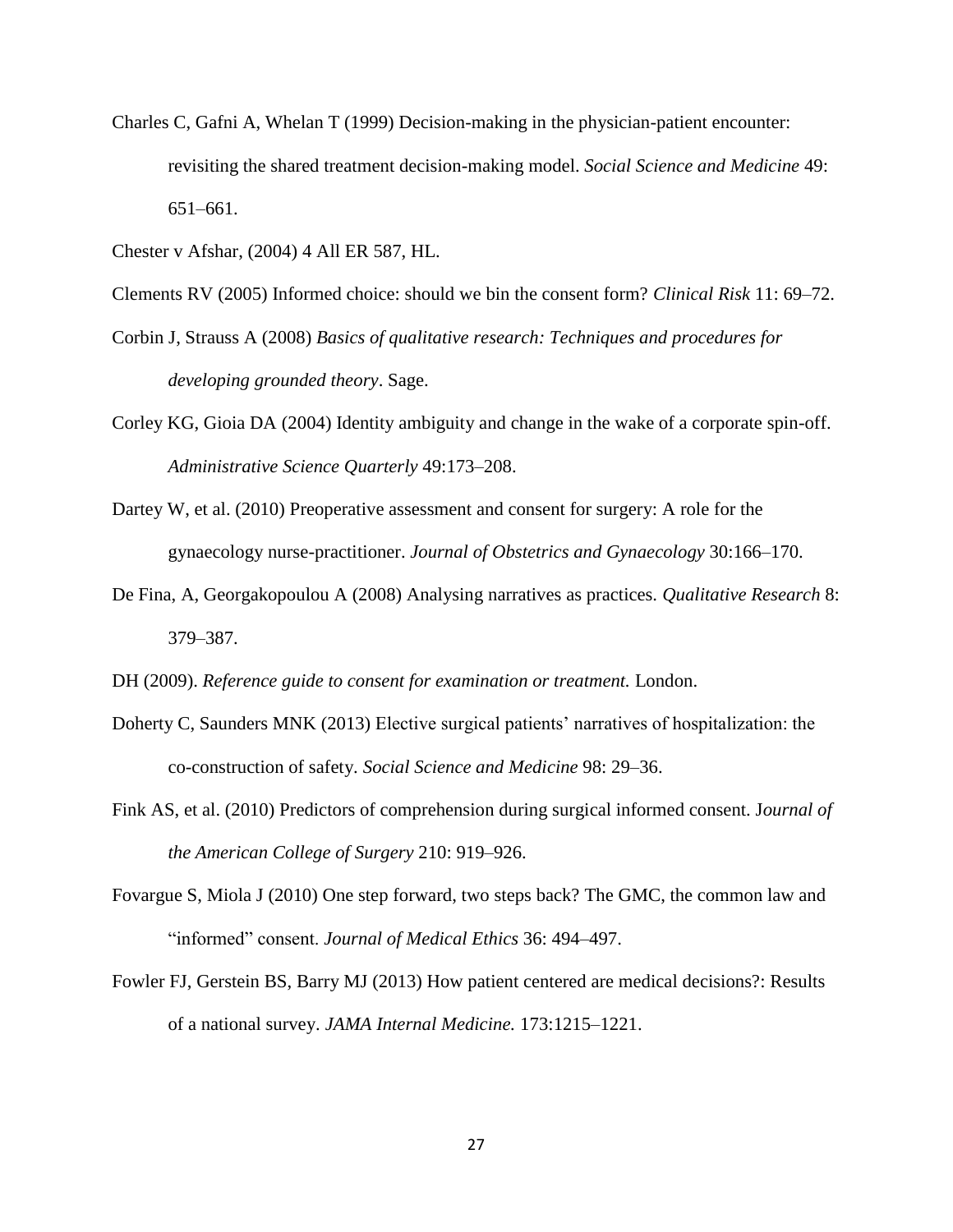Charles C, Gafni A, Whelan T (1999) Decision-making in the physician-patient encounter: revisiting the shared treatment decision-making model. *Social Science and Medicine* 49: 651–661.

Chester v Afshar, (2004) 4 All ER 587, HL.

Clements RV (2005) Informed choice: should we bin the consent form? *Clinical Risk* 11: 69–72.

Corbin J, Strauss A (2008) *Basics of qualitative research: Techniques and procedures for developing grounded theory*. Sage.

Corley KG, Gioia DA (2004) Identity ambiguity and change in the wake of a corporate spin-off. *Administrative Science Quarterly* 49:173–208.

Dartey W, et al. (2010) Preoperative assessment and consent for surgery: A role for the gynaecology nurse-practitioner. *Journal of Obstetrics and Gynaecology* 30:166–170.

De Fina, A, Georgakopoulou A (2008) Analysing narratives as practices. *Qualitative Research* 8: 379–387.

DH (2009). *Reference guide to consent for examination or treatment.* London.

Doherty C, Saunders MNK (2013) Elective surgical patients' narratives of hospitalization: the co-construction of safety. *Social Science and Medicine* 98: 29–36.

Fink AS, et al. (2010) Predictors of comprehension during surgical informed consent. J*ournal of the American College of Surgery* 210: 919–926.

Fovargue S, Miola J (2010) One step forward, two steps back? The GMC, the common law and "informed" consent. *Journal of Medical Ethics* 36: 494–497.

Fowler FJ, Gerstein BS, Barry MJ (2013) How patient centered are medical decisions?: Results of a national survey. *JAMA Internal Medicine.* 173:1215–1221.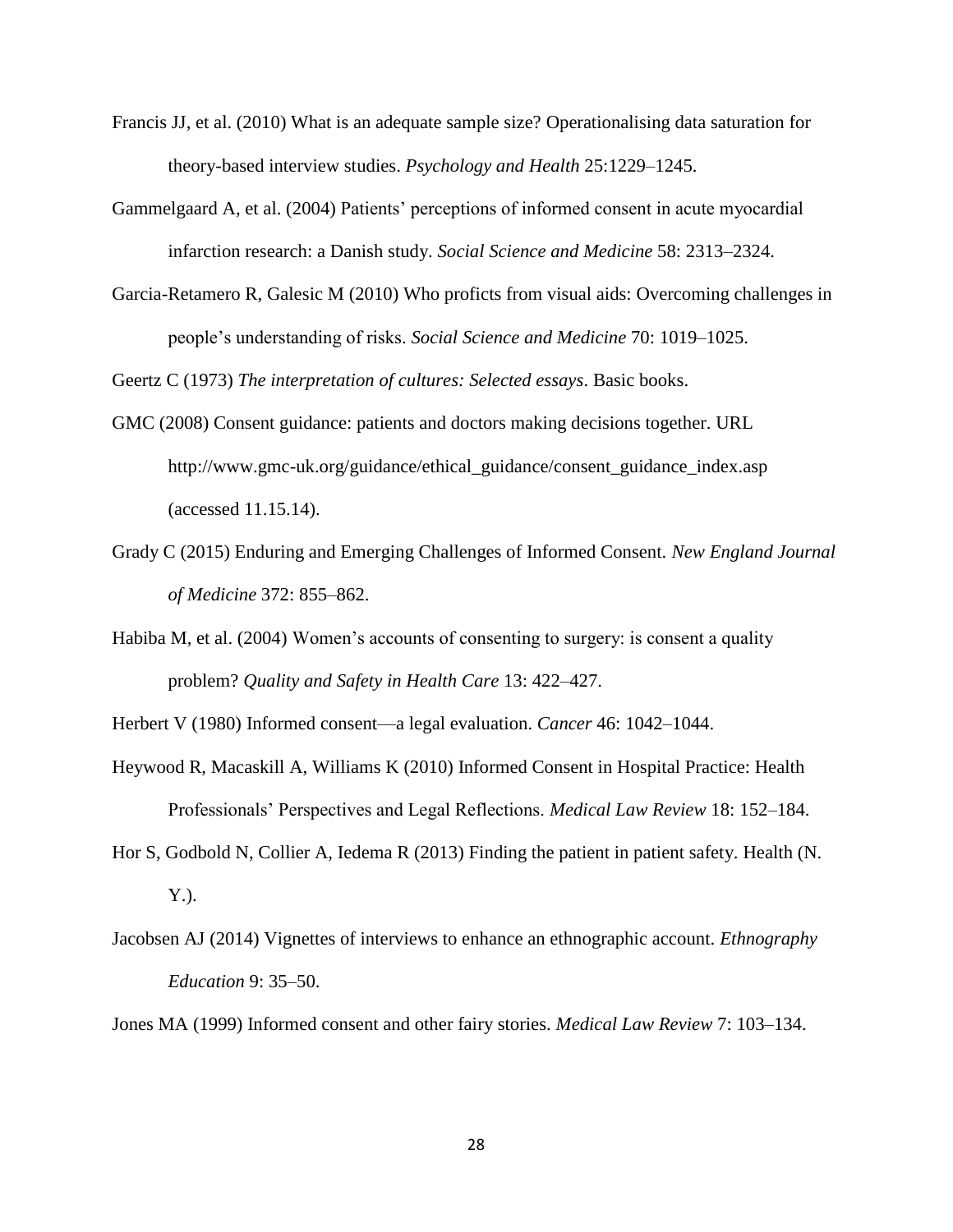Francis JJ, et al. (2010) What is an adequate sample size? Operationalising data saturation for theory-based interview studies. *Psychology and Health* 25:1229–1245.

Gammelgaard A, et al. (2004) Patients' perceptions of informed consent in acute myocardial infarction research: a Danish study. *Social Science and Medicine* 58: 2313–2324.

Garcia-Retamero R, Galesic M (2010) Who proficts from visual aids: Overcoming challenges in people's understanding of risks. *Social Science and Medicine* 70: 1019–1025.

Geertz C (1973) *The interpretation of cultures: Selected essays*. Basic books.

GMC (2008) Consent guidance: patients and doctors making decisions together. URL http://www.gmc-uk.org/guidance/ethical_guidance/consent_guidance_index.asp (accessed 11.15.14).

Grady C (2015) Enduring and Emerging Challenges of Informed Consent. *New England Journal of Medicine* 372: 855–862.

Habiba M, et al. (2004) Women's accounts of consenting to surgery: is consent a quality problem? *Quality and Safety in Health Care* 13: 422–427.

Herbert V (1980) Informed consent—a legal evaluation. *Cancer* 46: 1042–1044.

Heywood R, Macaskill A, Williams K (2010) Informed Consent in Hospital Practice: Health Professionals' Perspectives and Legal Reflections. *Medical Law Review* 18: 152–184.

Hor S, Godbold N, Collier A, Iedema R (2013) Finding the patient in patient safety. Health (N. Y.).

Jacobsen AJ (2014) Vignettes of interviews to enhance an ethnographic account. *Ethnography Education* 9: 35–50.

Jones MA (1999) Informed consent and other fairy stories. *Medical Law Review* 7: 103–134.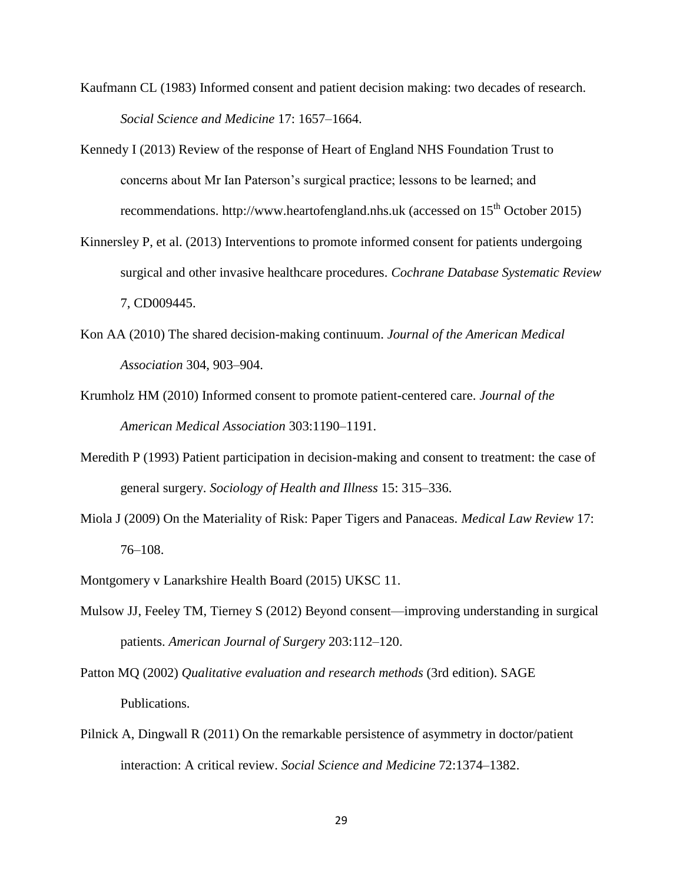Kaufmann CL (1983) Informed consent and patient decision making: two decades of research. *Social Science and Medicine* 17: 1657–1664.

Kennedy I (2013) Review of the response of Heart of England NHS Foundation Trust to concerns about Mr Ian Paterson's surgical practice; lessons to be learned; and recommendations. http://www.heartofengland.nhs.uk (accessed on 15th October 2015)

Kinnersley P, et al. (2013) Interventions to promote informed consent for patients undergoing surgical and other invasive healthcare procedures. *Cochrane Database Systematic Review* 7, CD009445.

Kon AA (2010) The shared decision-making continuum. *Journal of the American Medical Association* 304, 903–904.

Krumholz HM (2010) Informed consent to promote patient-centered care. *Journal of the American Medical Association* 303:1190–1191.

Meredith P (1993) Patient participation in decision-making and consent to treatment: the case of general surgery. *Sociology of Health and Illness* 15: 315–336.

Miola J (2009) On the Materiality of Risk: Paper Tigers and Panaceas. *Medical Law Review* 17: 76–108.

Montgomery v Lanarkshire Health Board (2015) UKSC 11.

Mulsow JJ, Feeley TM, Tierney S (2012) Beyond consent—improving understanding in surgical patients. *American Journal of Surgery* 203:112–120.

Patton MQ (2002) *Qualitative evaluation and research methods* (3rd edition). SAGE Publications.

Pilnick A, Dingwall R (2011) On the remarkable persistence of asymmetry in doctor/patient interaction: A critical review. *Social Science and Medicine* 72:1374–1382.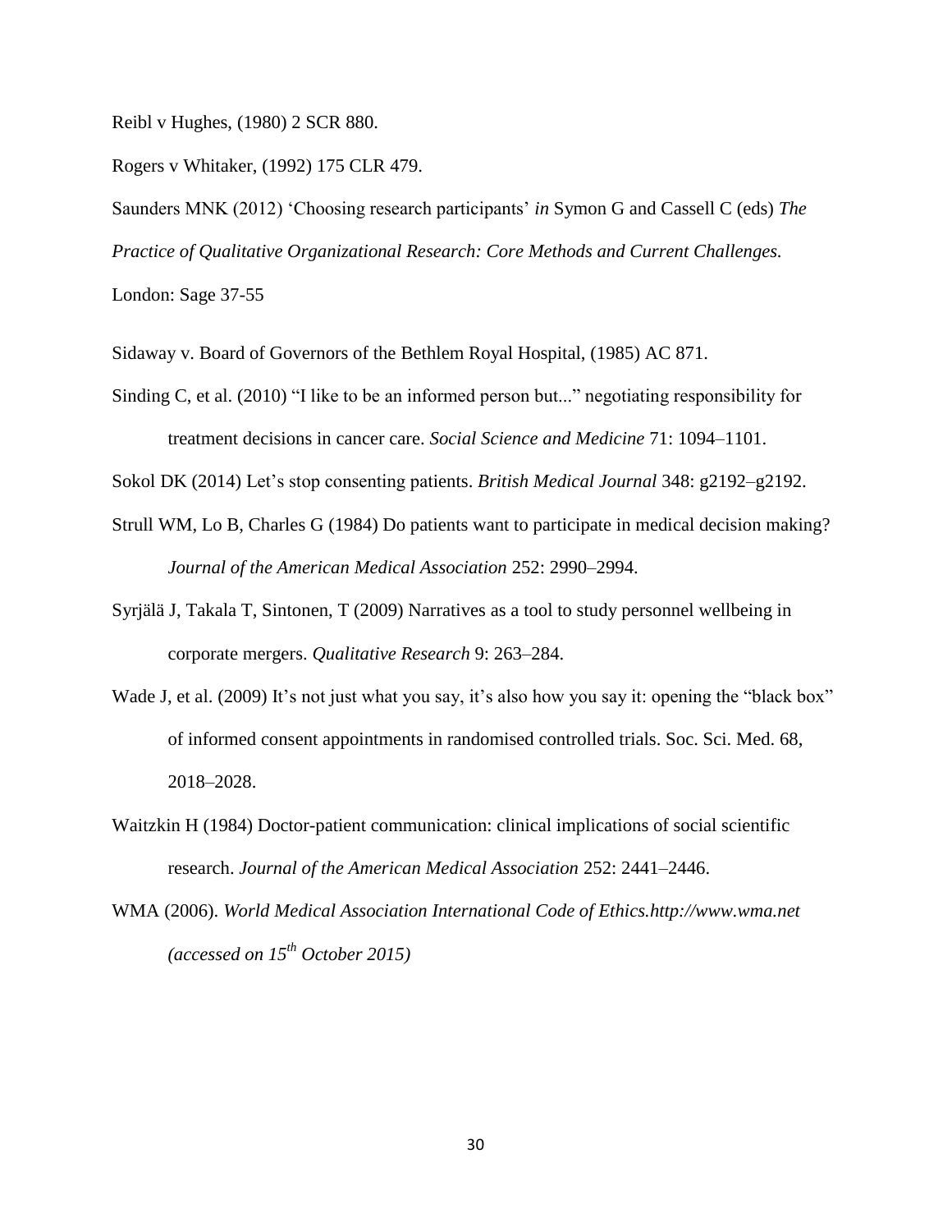Reibl v Hughes, (1980) 2 SCR 880.

Rogers v Whitaker, (1992) 175 CLR 479.

Saunders MNK (2012) 'Choosing research participants' *in* Symon G and Cassell C (eds) *The Practice of Qualitative Organizational Research: Core Methods and Current Challenges.* London: Sage 37-55

Sidaway v. Board of Governors of the Bethlem Royal Hospital, (1985) AC 871.

Sinding C, et al. (2010) "I like to be an informed person but..." negotiating responsibility for treatment decisions in cancer care. *Social Science and Medicine* 71: 1094–1101.

Sokol DK (2014) Let's stop consenting patients. *British Medical Journal* 348: g2192–g2192.

Strull WM, Lo B, Charles G (1984) Do patients want to participate in medical decision making? *Journal of the American Medical Association* 252: 2990–2994.

Syrjälä J, Takala T, Sintonen, T (2009) Narratives as a tool to study personnel wellbeing in corporate mergers. *Qualitative Research* 9: 263–284.

Wade J, et al. (2009) It's not just what you say, it's also how you say it: opening the "black box" of informed consent appointments in randomised controlled trials. Soc. Sci. Med. 68, 2018–2028.

Waitzkin H (1984) Doctor-patient communication: clinical implications of social scientific research. *Journal of the American Medical Association* 252: 2441–2446.

WMA (2006). *World Medical Association International Code of Ethics.http://www.wma.net (accessed on 15th October 2015)*